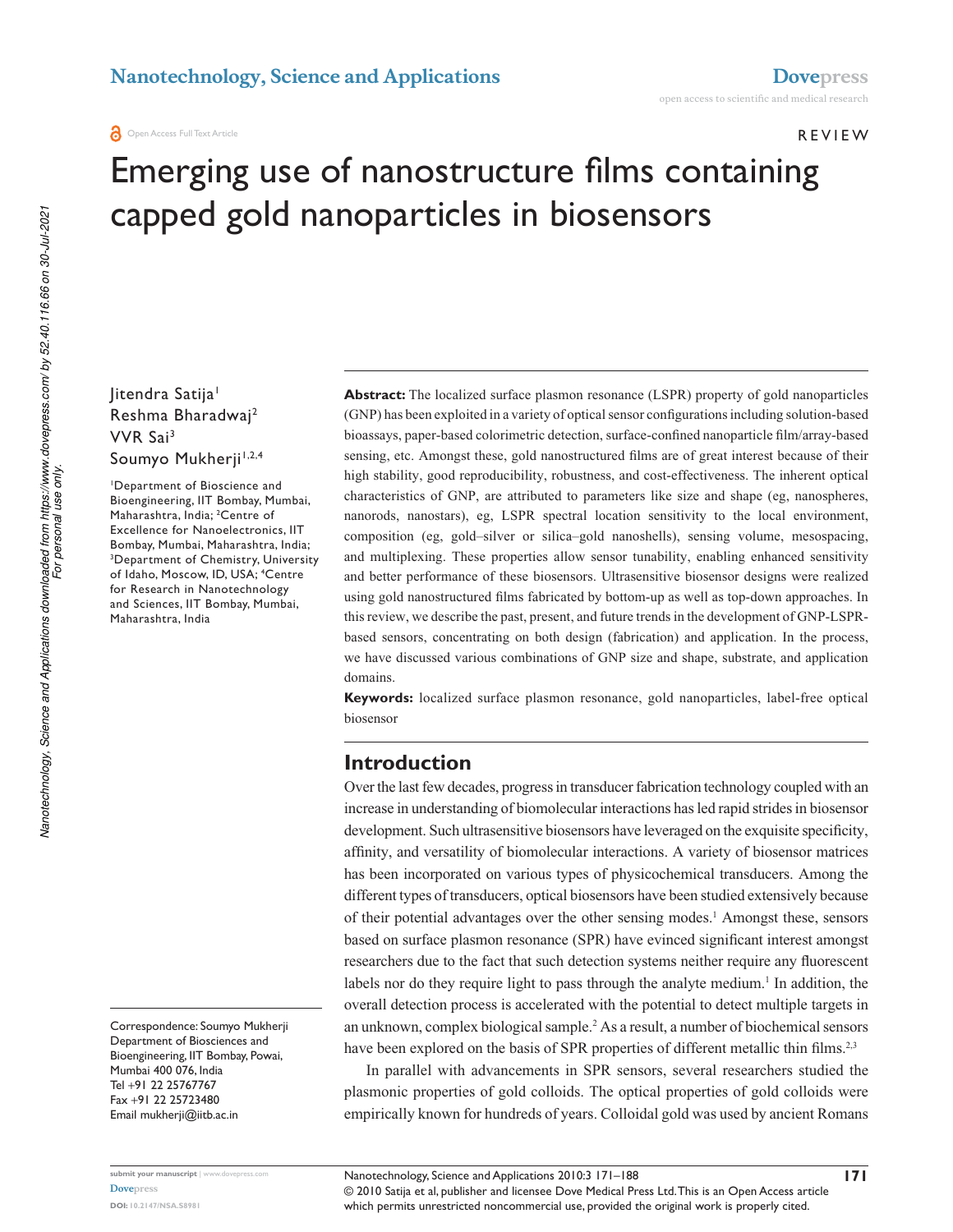# Emerging use of nanostructure films containing capped gold nanoparticles in biosensors

Jitendra Satija[1]
Reshma Bharadwaj[2]
VVR Sai[3]
Soumyo Mukherji[1,2,4]

[1]Department of Bioscience and Bioengineering, IIT Bombay, Mumbai, Maharashtra, India; [2]Centre of Excellence for Nanoelectronics, IIT Bombay, Mumbai, Maharashtra, India; [3]Department of Chemistry, University of Idaho, Moscow, ID, USA; [4]Centre for Research in Nanotechnology and Sciences, IIT Bombay, Mumbai, Maharashtra, India

Correspondence: Soumyo Mukherji
Department of Biosciences and Bioengineering, IIT Bombay, Powai, Mumbai 400 076, India
Tel +91 22 25767767
Fax +91 22 25723480
Email mukherji@iitb.ac.in

**Abstract:** The localized surface plasmon resonance (LSPR) property of gold nanoparticles (GNP) has been exploited in a variety of optical sensor configurations including solution-based bioassays, paper-based colorimetric detection, surface-confined nanoparticle film/array-based sensing, etc. Amongst these, gold nanostructured films are of great interest because of their high stability, good reproducibility, robustness, and cost-effectiveness. The inherent optical characteristics of GNP, are attributed to parameters like size and shape (eg, nanospheres, nanorods, nanostars), eg, LSPR spectral location sensitivity to the local environment, composition (eg, gold–silver or silica–gold nanoshells), sensing volume, mesospacing, and multiplexing. These properties allow sensor tunability, enabling enhanced sensitivity and better performance of these biosensors. Ultrasensitive biosensor designs were realized using gold nanostructured films fabricated by bottom-up as well as top-down approaches. In this review, we describe the past, present, and future trends in the development of GNP-LSPR-based sensors, concentrating on both design (fabrication) and application. In the process, we have discussed various combinations of GNP size and shape, substrate, and application domains.

**Keywords:** localized surface plasmon resonance, gold nanoparticles, label-free optical biosensor

## Introduction

Over the last few decades, progress in transducer fabrication technology coupled with an increase in understanding of biomolecular interactions has led rapid strides in biosensor development. Such ultrasensitive biosensors have leveraged on the exquisite specificity, affinity, and versatility of biomolecular interactions. A variety of biosensor matrices has been incorporated on various types of physicochemical transducers. Among the different types of transducers, optical biosensors have been studied extensively because of their potential advantages over the other sensing modes.[1] Amongst these, sensors based on surface plasmon resonance (SPR) have evinced significant interest amongst researchers due to the fact that such detection systems neither require any fluorescent labels nor do they require light to pass through the analyte medium.[1] In addition, the overall detection process is accelerated with the potential to detect multiple targets in an unknown, complex biological sample.[2] As a result, a number of biochemical sensors have been explored on the basis of SPR properties of different metallic thin films.[2,3]

In parallel with advancements in SPR sensors, several researchers studied the plasmonic properties of gold colloids. The optical properties of gold colloids were empirically known for hundreds of years. Colloidal gold was used by ancient Romans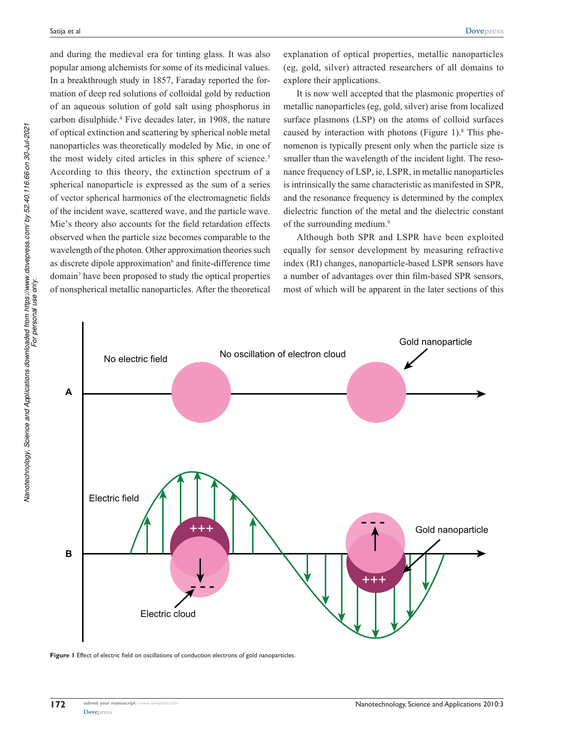and during the medieval era for tinting glass. It was also popular among alchemists for some of its medicinal values. In a breakthrough study in 1857, Faraday reported the formation of deep red solutions of colloidal gold by reduction of an aqueous solution of gold salt using phosphorus in carbon disulphide.[4] Five decades later, in 1908, the nature of optical extinction and scattering by spherical noble metal nanoparticles was theoretically modeled by Mie, in one of the most widely cited articles in this sphere of science.[5] According to this theory, the extinction spectrum of a spherical nanoparticle is expressed as the sum of a series of vector spherical harmonics of the electromagnetic fields of the incident wave, scattered wave, and the particle wave. Mie's theory also accounts for the field retardation effects observed when the particle size becomes comparable to the wavelength of the photon. Other approximation theories such as discrete dipole approximation[6] and finite-difference time domain[7] have been proposed to study the optical properties of nonspherical metallic nanoparticles. After the theoretical explanation of optical properties, metallic nanoparticles (eg, gold, silver) attracted researchers of all domains to explore their applications.

It is now well accepted that the plasmonic properties of metallic nanoparticles (eg, gold, silver) arise from localized surface plasmons (LSP) on the atoms of colloid surfaces caused by interaction with photons (Figure 1).[8] This phenomenon is typically present only when the particle size is smaller than the wavelength of the incident light. The resonance frequency of LSP, ie, LSPR, in metallic nanoparticles is intrinsically the same characteristic as manifested in SPR, and the resonance frequency is determined by the complex dielectric function of the metal and the dielectric constant of the surrounding medium.[9]

Although both SPR and LSPR have been exploited equally for sensor development by measuring refractive index (RI) changes, nanoparticle-based LSPR sensors have a number of advantages over thin film-based SPR sensors, most of which will be apparent in the later sections of this

**Figure 1** Effect of electric field on oscillations of conduction electrons of gold nanoparticles.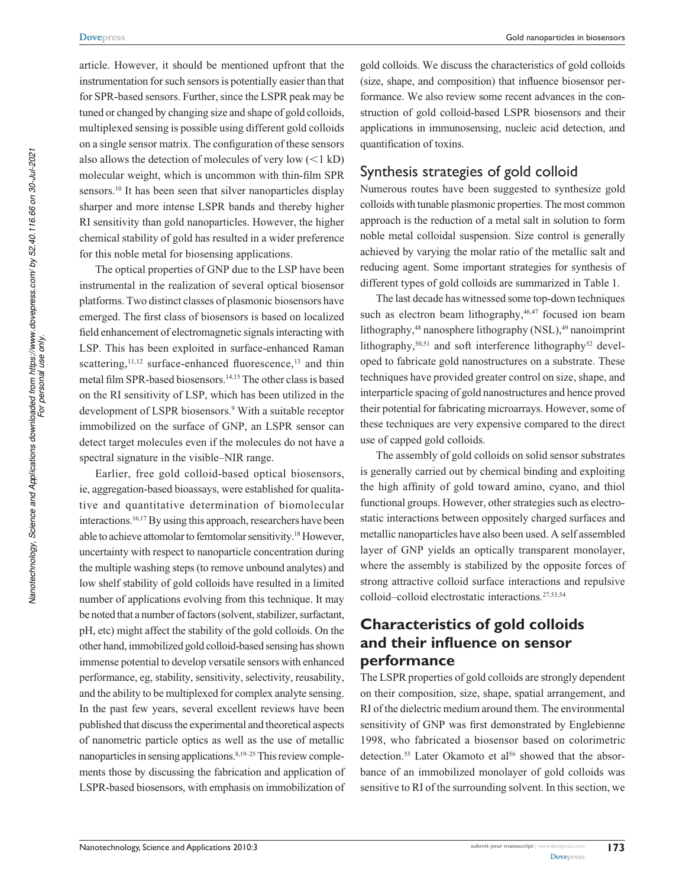article. However, it should be mentioned upfront that the instrumentation for such sensors is potentially easier than that for SPR-based sensors. Further, since the LSPR peak may be tuned or changed by changing size and shape of gold colloids, multiplexed sensing is possible using different gold colloids on a single sensor matrix. The configuration of these sensors also allows the detection of molecules of very low (<1 kD) molecular weight, which is uncommon with thin-film SPR sensors.[10] It has been seen that silver nanoparticles display sharper and more intense LSPR bands and thereby higher RI sensitivity than gold nanoparticles. However, the higher chemical stability of gold has resulted in a wider preference for this noble metal for biosensing applications.

The optical properties of GNP due to the LSP have been instrumental in the realization of several optical biosensor platforms. Two distinct classes of plasmonic biosensors have emerged. The first class of biosensors is based on localized field enhancement of electromagnetic signals interacting with LSP. This has been exploited in surface-enhanced Raman scattering,[11,12] surface-enhanced fluorescence,[13] and thin metal film SPR-based biosensors.[14,15] The other class is based on the RI sensitivity of LSP, which has been utilized in the development of LSPR biosensors.[9] With a suitable receptor immobilized on the surface of GNP, an LSPR sensor can detect target molecules even if the molecules do not have a spectral signature in the visible–NIR range.

Earlier, free gold colloid-based optical biosensors, ie, aggregation-based bioassays, were established for qualitative and quantitative determination of biomolecular interactions.[16,17] By using this approach, researchers have been able to achieve attomolar to femtomolar sensitivity.[18] However, uncertainty with respect to nanoparticle concentration during the multiple washing steps (to remove unbound analytes) and low shelf stability of gold colloids have resulted in a limited number of applications evolving from this technique. It may be noted that a number of factors (solvent, stabilizer, surfactant, pH, etc) might affect the stability of the gold colloids. On the other hand, immobilized gold colloid-based sensing has shown immense potential to develop versatile sensors with enhanced performance, eg, stability, sensitivity, selectivity, reusability, and the ability to be multiplexed for complex analyte sensing. In the past few years, several excellent reviews have been published that discuss the experimental and theoretical aspects of nanometric particle optics as well as the use of metallic nanoparticles in sensing applications.[8,19–25] This review complements those by discussing the fabrication and application of LSPR-based biosensors, with emphasis on immobilization of gold colloids. We discuss the characteristics of gold colloids (size, shape, and composition) that influence biosensor performance. We also review some recent advances in the construction of gold colloid-based LSPR biosensors and their applications in immunosensing, nucleic acid detection, and quantification of toxins.

## Synthesis strategies of gold colloid

Numerous routes have been suggested to synthesize gold colloids with tunable plasmonic properties. The most common approach is the reduction of a metal salt in solution to form noble metal colloidal suspension. Size control is generally achieved by varying the molar ratio of the metallic salt and reducing agent. Some important strategies for synthesis of different types of gold colloids are summarized in Table 1.

The last decade has witnessed some top-down techniques such as electron beam lithography,[46,47] focused ion beam lithography,[48] nanosphere lithography (NSL),[49] nanoimprint lithography,[50,51] and soft interference lithography[52] developed to fabricate gold nanostructures on a substrate. These techniques have provided greater control on size, shape, and interparticle spacing of gold nanostructures and hence proved their potential for fabricating microarrays. However, some of these techniques are very expensive compared to the direct use of capped gold colloids.

The assembly of gold colloids on solid sensor substrates is generally carried out by chemical binding and exploiting the high affinity of gold toward amino, cyano, and thiol functional groups. However, other strategies such as electrostatic interactions between oppositely charged surfaces and metallic nanoparticles have also been used. A self assembled layer of GNP yields an optically transparent monolayer, where the assembly is stabilized by the opposite forces of strong attractive colloid surface interactions and repulsive colloid–colloid electrostatic interactions.[27,53,54]

## Characteristics of gold colloids and their influence on sensor performance

The LSPR properties of gold colloids are strongly dependent on their composition, size, shape, spatial arrangement, and RI of the dielectric medium around them. The environmental sensitivity of GNP was first demonstrated by Englebienne 1998, who fabricated a biosensor based on colorimetric detection.[55] Later Okamoto et al[56] showed that the absorbance of an immobilized monolayer of gold colloids was sensitive to RI of the surrounding solvent. In this section, we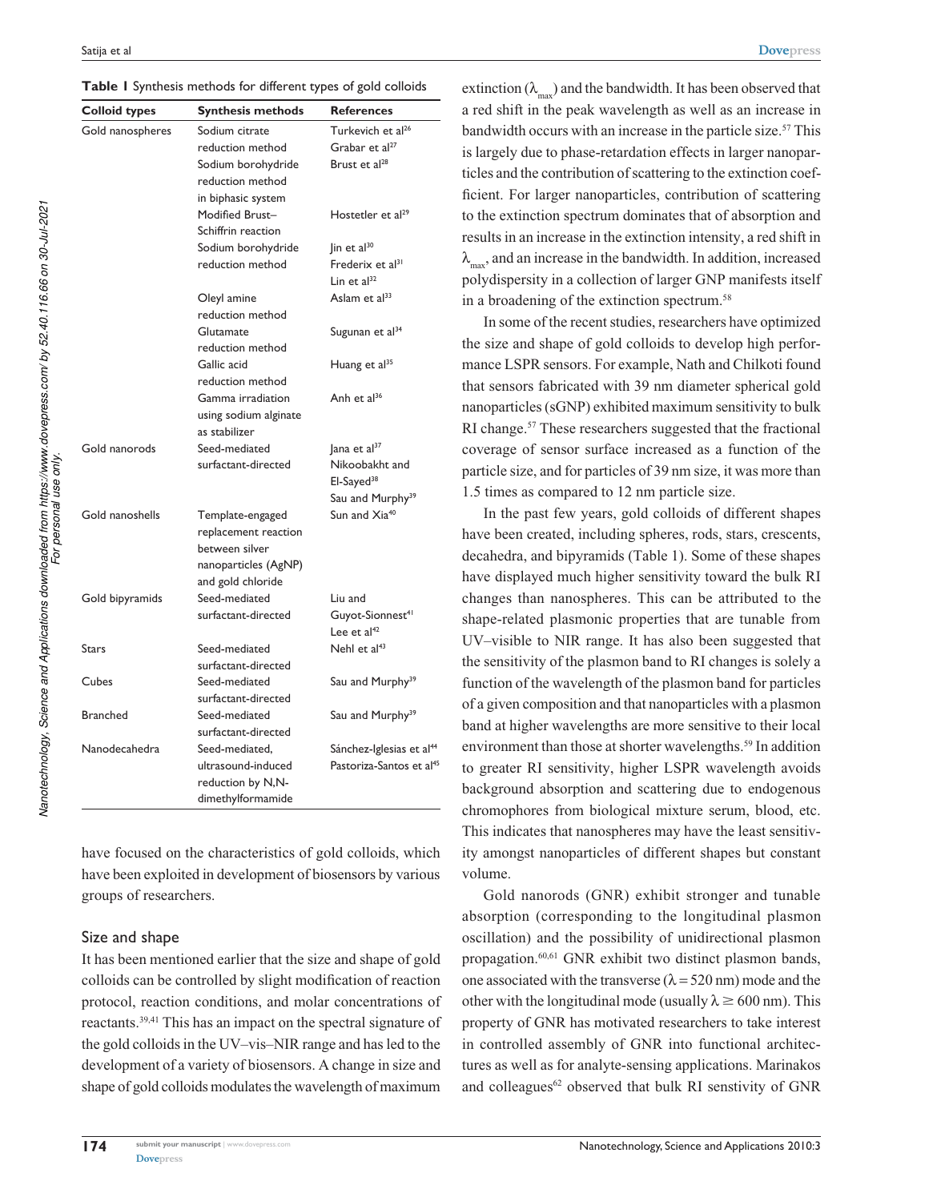**Table 1** Synthesis methods for different types of gold colloids

| Colloid types | Synthesis methods | References |
|---|---|---|
| Gold nanospheres | Sodium citrate reduction method | Turkevich et al[26] Grabar et al[27] |
| | Sodium borohydride reduction method in biphasic system | Brust et al[28] |
| | Modified Brust–Schiffrin reaction | Hostetler et al[29] |
| | Sodium borohydride reduction method | Jin et al[30] Frederix et al[31] Lin et al[32] |
| | Oleyl amine reduction method | Aslam et al[33] |
| | Glutamate reduction method | Sugunan et al[34] |
| | Gallic acid reduction method | Huang et al[35] |
| | Gamma irradiation using sodium alginate as stabilizer | Anh et al[36] |
| Gold nanorods | Seed-mediated surfactant-directed | Jana et al[37] Nikoobakht and El-Sayed[38] Sau and Murphy[39] |
| Gold nanoshells | Template-engaged replacement reaction between silver nanoparticles (AgNP) and gold chloride | Sun and Xia[40] |
| Gold bipyramids | Seed-mediated surfactant-directed | Liu and Guyot-Sionnest[41] Lee et al[42] |
| Stars | Seed-mediated surfactant-directed | Nehl et al[43] |
| Cubes | Seed-mediated surfactant-directed | Sau and Murphy[39] |
| Branched | Seed-mediated surfactant-directed | Sau and Murphy[39] |
| Nanodecahedra | Seed-mediated, ultrasound-induced reduction by N,N-dimethylformamide | Sánchez-Iglesias et al[44] Pastoriza-Santos et al[45] |

have focused on the characteristics of gold colloids, which have been exploited in development of biosensors by various groups of researchers.

## Size and shape

It has been mentioned earlier that the size and shape of gold colloids can be controlled by slight modification of reaction protocol, reaction conditions, and molar concentrations of reactants.[39,41] This has an impact on the spectral signature of the gold colloids in the UV–vis–NIR range and has led to the development of a variety of biosensors. A change in size and shape of gold colloids modulates the wavelength of maximum extinction ($\lambda_{max}$) and the bandwidth. It has been observed that a red shift in the peak wavelength as well as an increase in bandwidth occurs with an increase in the particle size.[57] This is largely due to phase-retardation effects in larger nanoparticles and the contribution of scattering to the extinction coefficient. For larger nanoparticles, contribution of scattering to the extinction spectrum dominates that of absorption and results in an increase in the extinction intensity, a red shift in $\lambda_{max}$, and an increase in the bandwidth. In addition, increased polydispersity in a collection of larger GNP manifests itself in a broadening of the extinction spectrum.[58]

In some of the recent studies, researchers have optimized the size and shape of gold colloids to develop high performance LSPR sensors. For example, Nath and Chilkoti found that sensors fabricated with 39 nm diameter spherical gold nanoparticles (sGNP) exhibited maximum sensitivity to bulk RI change.[57] These researchers suggested that the fractional coverage of sensor surface increased as a function of the particle size, and for particles of 39 nm size, it was more than 1.5 times as compared to 12 nm particle size.

In the past few years, gold colloids of different shapes have been created, including spheres, rods, stars, crescents, decahedra, and bipyramids (Table 1). Some of these shapes have displayed much higher sensitivity toward the bulk RI changes than nanospheres. This can be attributed to the shape-related plasmonic properties that are tunable from UV–visible to NIR range. It has also been suggested that the sensitivity of the plasmon band to RI changes is solely a function of the wavelength of the plasmon band for particles of a given composition and that nanoparticles with a plasmon band at higher wavelengths are more sensitive to their local environment than those at shorter wavelengths.[59] In addition to greater RI sensitivity, higher LSPR wavelength avoids background absorption and scattering due to endogenous chromophores from biological mixture serum, blood, etc. This indicates that nanospheres may have the least sensitivity amongst nanoparticles of different shapes but constant volume.

Gold nanorods (GNR) exhibit stronger and tunable absorption (corresponding to the longitudinal plasmon oscillation) and the possibility of unidirectional plasmon propagation.[60,61] GNR exhibit two distinct plasmon bands, one associated with the transverse ($\lambda = 520$ nm) mode and the other with the longitudinal mode (usually $\lambda \geq 600$ nm). This property of GNR has motivated researchers to take interest in controlled assembly of GNR into functional architectures as well as for analyte-sensing applications. Marinakos and colleagues[62] observed that bulk RI senstivity of GNR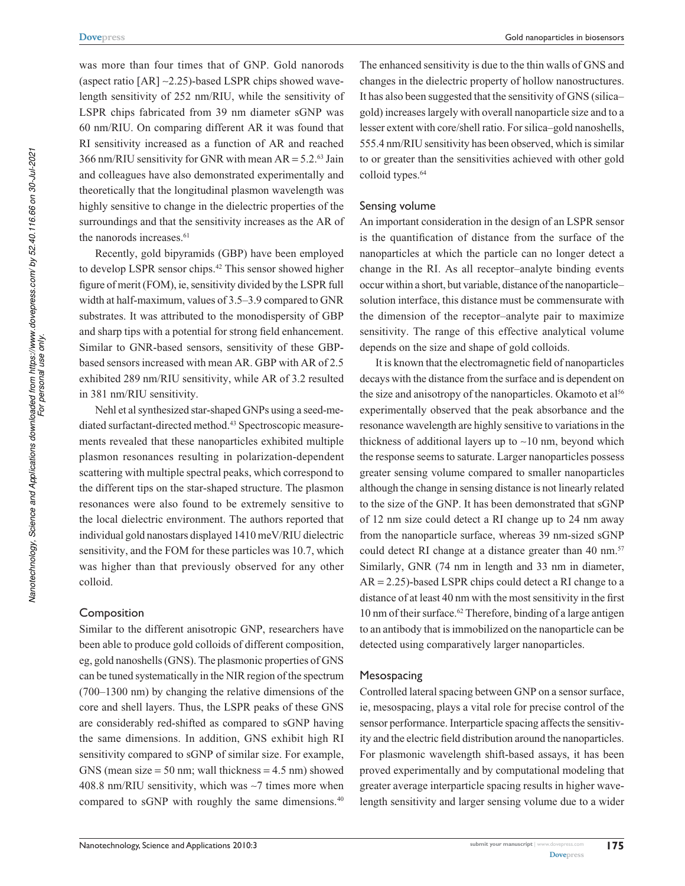was more than four times that of GNP. Gold nanorods (aspect ratio [AR] ~2.25)-based LSPR chips showed wavelength sensitivity of 252 nm/RIU, while the sensitivity of LSPR chips fabricated from 39 nm diameter sGNP was 60 nm/RIU. On comparing different AR it was found that RI sensitivity increased as a function of AR and reached 366 nm/RIU sensitivity for GNR with mean AR = 5.2.[63] Jain and colleagues have also demonstrated experimentally and theoretically that the longitudinal plasmon wavelength was highly sensitive to change in the dielectric properties of the surroundings and that the sensitivity increases as the AR of the nanorods increases.[61]

Recently, gold bipyramids (GBP) have been employed to develop LSPR sensor chips.[42] This sensor showed higher figure of merit (FOM), ie, sensitivity divided by the LSPR full width at half-maximum, values of 3.5–3.9 compared to GNR substrates. It was attributed to the monodispersity of GBP and sharp tips with a potential for strong field enhancement. Similar to GNR-based sensors, sensitivity of these GBP-based sensors increased with mean AR. GBP with AR of 2.5 exhibited 289 nm/RIU sensitivity, while AR of 3.2 resulted in 381 nm/RIU sensitivity.

Nehl et al synthesized star-shaped GNPs using a seed-mediated surfactant-directed method.[43] Spectroscopic measurements revealed that these nanoparticles exhibited multiple plasmon resonances resulting in polarization-dependent scattering with multiple spectral peaks, which correspond to the different tips on the star-shaped structure. The plasmon resonances were also found to be extremely sensitive to the local dielectric environment. The authors reported that individual gold nanostars displayed 1410 meV/RIU dielectric sensitivity, and the FOM for these particles was 10.7, which was higher than that previously observed for any other colloid.

### Composition

Similar to the different anisotropic GNP, researchers have been able to produce gold colloids of different composition, eg, gold nanoshells (GNS). The plasmonic properties of GNS can be tuned systematically in the NIR region of the spectrum (700–1300 nm) by changing the relative dimensions of the core and shell layers. Thus, the LSPR peaks of these GNS are considerably red-shifted as compared to sGNP having the same dimensions. In addition, GNS exhibit high RI sensitivity compared to sGNP of similar size. For example, GNS (mean size = 50 nm; wall thickness = 4.5 nm) showed 408.8 nm/RIU sensitivity, which was ~7 times more when compared to sGNP with roughly the same dimensions.[40] The enhanced sensitivity is due to the thin walls of GNS and changes in the dielectric property of hollow nanostructures. It has also been suggested that the sensitivity of GNS (silica–gold) increases largely with overall nanoparticle size and to a lesser extent with core/shell ratio. For silica–gold nanoshells, 555.4 nm/RIU sensitivity has been observed, which is similar to or greater than the sensitivities achieved with other gold colloid types.[64]

### Sensing volume

An important consideration in the design of an LSPR sensor is the quantification of distance from the surface of the nanoparticles at which the particle can no longer detect a change in the RI. As all receptor–analyte binding events occur within a short, but variable, distance of the nanoparticle–solution interface, this distance must be commensurate with the dimension of the receptor–analyte pair to maximize sensitivity. The range of this effective analytical volume depends on the size and shape of gold colloids.

It is known that the electromagnetic field of nanoparticles decays with the distance from the surface and is dependent on the size and anisotropy of the nanoparticles. Okamoto et al[56] experimentally observed that the peak absorbance and the resonance wavelength are highly sensitive to variations in the thickness of additional layers up to ~10 nm, beyond which the response seems to saturate. Larger nanoparticles possess greater sensing volume compared to smaller nanoparticles although the change in sensing distance is not linearly related to the size of the GNP. It has been demonstrated that sGNP of 12 nm size could detect a RI change up to 24 nm away from the nanoparticle surface, whereas 39 nm-sized sGNP could detect RI change at a distance greater than 40 nm.[57] Similarly, GNR (74 nm in length and 33 nm in diameter, AR = 2.25)-based LSPR chips could detect a RI change to a distance of at least 40 nm with the most sensitivity in the first 10 nm of their surface.[62] Therefore, binding of a large antigen to an antibody that is immobilized on the nanoparticle can be detected using comparatively larger nanoparticles.

### Mesospacing

Controlled lateral spacing between GNP on a sensor surface, ie, mesospacing, plays a vital role for precise control of the sensor performance. Interparticle spacing affects the sensitivity and the electric field distribution around the nanoparticles. For plasmonic wavelength shift-based assays, it has been proved experimentally and by computational modeling that greater average interparticle spacing results in higher wavelength sensitivity and larger sensing volume due to a wider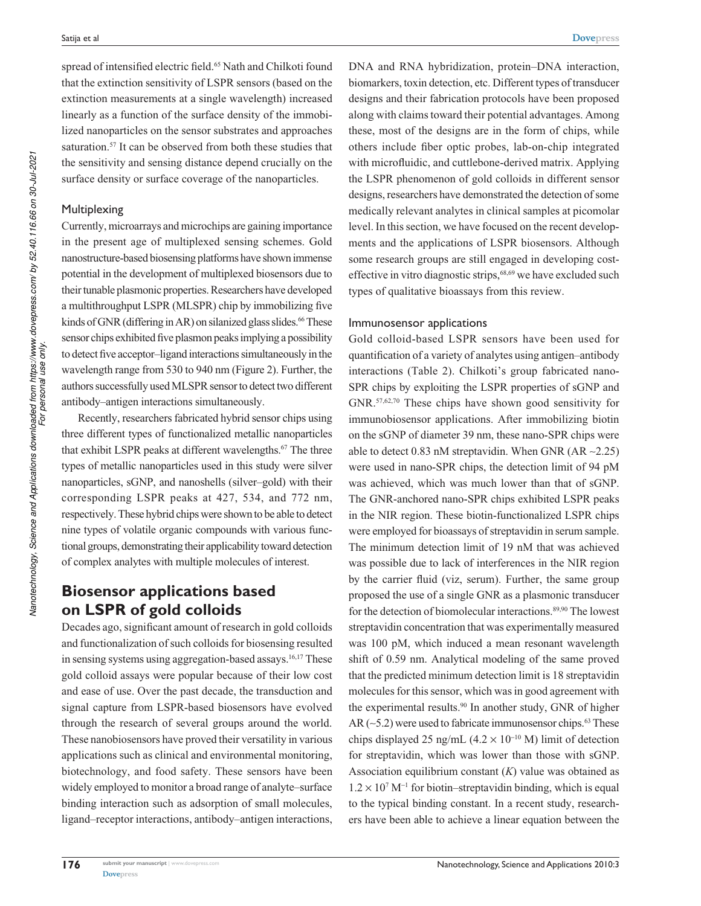spread of intensified electric field.[65] Nath and Chilkoti found that the extinction sensitivity of LSPR sensors (based on the extinction measurements at a single wavelength) increased linearly as a function of the surface density of the immobilized nanoparticles on the sensor substrates and approaches saturation.[57] It can be observed from both these studies that the sensitivity and sensing distance depend crucially on the surface density or surface coverage of the nanoparticles.

### Multiplexing

Currently, microarrays and microchips are gaining importance in the present age of multiplexed sensing schemes. Gold nanostructure-based biosensing platforms have shown immense potential in the development of multiplexed biosensors due to their tunable plasmonic properties. Researchers have developed a multithroughput LSPR (MLSPR) chip by immobilizing five kinds of GNR (differing in AR) on silanized glass slides.[66] These sensor chips exhibited five plasmon peaks implying a possibility to detect five acceptor–ligand interactions simultaneously in the wavelength range from 530 to 940 nm (Figure 2). Further, the authors successfully used MLSPR sensor to detect two different antibody–antigen interactions simultaneously.

Recently, researchers fabricated hybrid sensor chips using three different types of functionalized metallic nanoparticles that exhibit LSPR peaks at different wavelengths.[67] The three types of metallic nanoparticles used in this study were silver nanoparticles, sGNP, and nanoshells (silver–gold) with their corresponding LSPR peaks at 427, 534, and 772 nm, respectively. These hybrid chips were shown to be able to detect nine types of volatile organic compounds with various functional groups, demonstrating their applicability toward detection of complex analytes with multiple molecules of interest.

## Biosensor applications based on LSPR of gold colloids

Decades ago, significant amount of research in gold colloids and functionalization of such colloids for biosensing resulted in sensing systems using aggregation-based assays.[16,17] These gold colloid assays were popular because of their low cost and ease of use. Over the past decade, the transduction and signal capture from LSPR-based biosensors have evolved through the research of several groups around the world. These nanobiosensors have proved their versatility in various applications such as clinical and environmental monitoring, biotechnology, and food safety. These sensors have been widely employed to monitor a broad range of analyte–surface binding interaction such as adsorption of small molecules, ligand–receptor interactions, antibody–antigen interactions, DNA and RNA hybridization, protein–DNA interaction, biomarkers, toxin detection, etc. Different types of transducer designs and their fabrication protocols have been proposed along with claims toward their potential advantages. Among these, most of the designs are in the form of chips, while others include fiber optic probes, lab-on-chip integrated with microfluidic, and cuttlebone-derived matrix. Applying the LSPR phenomenon of gold colloids in different sensor designs, researchers have demonstrated the detection of some medically relevant analytes in clinical samples at picomolar level. In this section, we have focused on the recent developments and the applications of LSPR biosensors. Although some research groups are still engaged in developing cost-effective in vitro diagnostic strips,[68,69] we have excluded such types of qualitative bioassays from this review.

### Immunosensor applications

Gold colloid-based LSPR sensors have been used for quantification of a variety of analytes using antigen–antibody interactions (Table 2). Chilkoti's group fabricated nano-SPR chips by exploiting the LSPR properties of sGNP and GNR.[57,62,70] These chips have shown good sensitivity for immunobiosensor applications. After immobilizing biotin on the sGNP of diameter 39 nm, these nano-SPR chips were able to detect 0.83 nM streptavidin. When GNR (AR ~2.25) were used in nano-SPR chips, the detection limit of 94 pM was achieved, which was much lower than that of sGNP. The GNR-anchored nano-SPR chips exhibited LSPR peaks in the NIR region. These biotin-functionalized LSPR chips were employed for bioassays of streptavidin in serum sample. The minimum detection limit of 19 nM that was achieved was possible due to lack of interferences in the NIR region by the carrier fluid (viz, serum). Further, the same group proposed the use of a single GNR as a plasmonic transducer for the detection of biomolecular interactions.[89,90] The lowest streptavidin concentration that was experimentally measured was 100 pM, which induced a mean resonant wavelength shift of 0.59 nm. Analytical modeling of the same proved that the predicted minimum detection limit is 18 streptavidin molecules for this sensor, which was in good agreement with the experimental results.[90] In another study, GNR of higher AR (~5.2) were used to fabricate immunosensor chips.[63] These chips displayed 25 ng/mL ($4.2 \times 10^{-10}$ M) limit of detection for streptavidin, which was lower than those with sGNP. Association equilibrium constant ($K$) value was obtained as $1.2 \times 10^{7}$ M$^{-1}$ for biotin–streptavidin binding, which is equal to the typical binding constant. In a recent study, researchers have been able to achieve a linear equation between the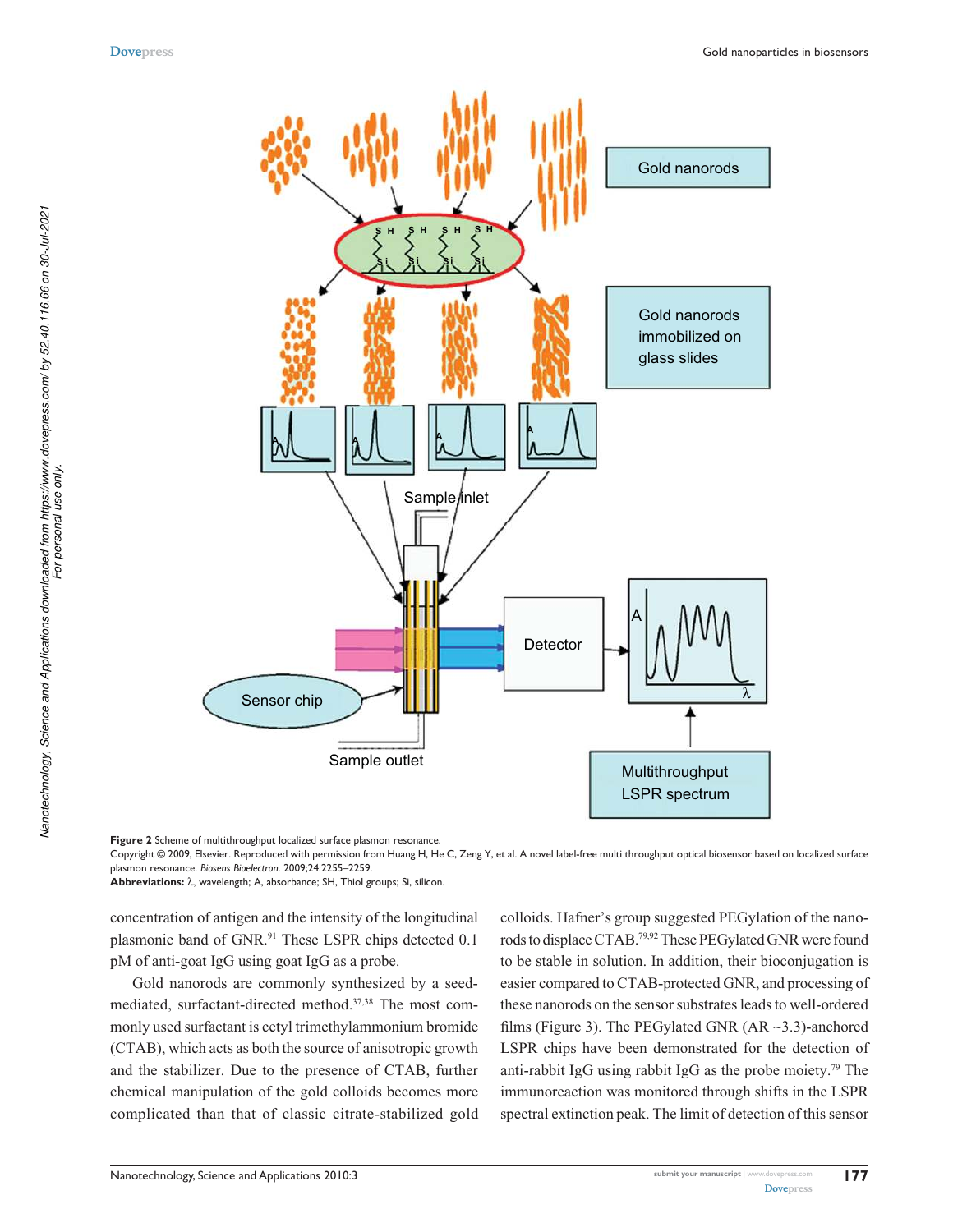**Figure 2** Scheme of multithroughput localized surface plasmon resonance.

Copyright © 2009, Elsevier. Reproduced with permission from Huang H, He C, Zeng Y, et al. A novel label-free multi throughput optical biosensor based on localized surface plasmon resonance. *Biosens Bioelectron.* 2009;24:2255–2259.

**Abbreviations:** λ, wavelength; A, absorbance; SH, Thiol groups; Si, silicon.

concentration of antigen and the intensity of the longitudinal plasmonic band of GNR.[91] These LSPR chips detected 0.1 pM of anti-goat IgG using goat IgG as a probe.

Gold nanorods are commonly synthesized by a seed-mediated, surfactant-directed method.[37,38] The most commonly used surfactant is cetyl trimethylammonium bromide (CTAB), which acts as both the source of anisotropic growth and the stabilizer. Due to the presence of CTAB, further chemical manipulation of the gold colloids becomes more complicated than that of classic citrate-stabilized gold colloids. Hafner's group suggested PEGylation of the nanorods to displace CTAB.[79,92] These PEGylated GNR were found to be stable in solution. In addition, their bioconjugation is easier compared to CTAB-protected GNR, and processing of these nanorods on the sensor substrates leads to well-ordered films (Figure 3). The PEGylated GNR (AR ~3.3)-anchored LSPR chips have been demonstrated for the detection of anti-rabbit IgG using rabbit IgG as the probe moiety.[79] The immunoreaction was monitored through shifts in the LSPR spectral extinction peak. The limit of detection of this sensor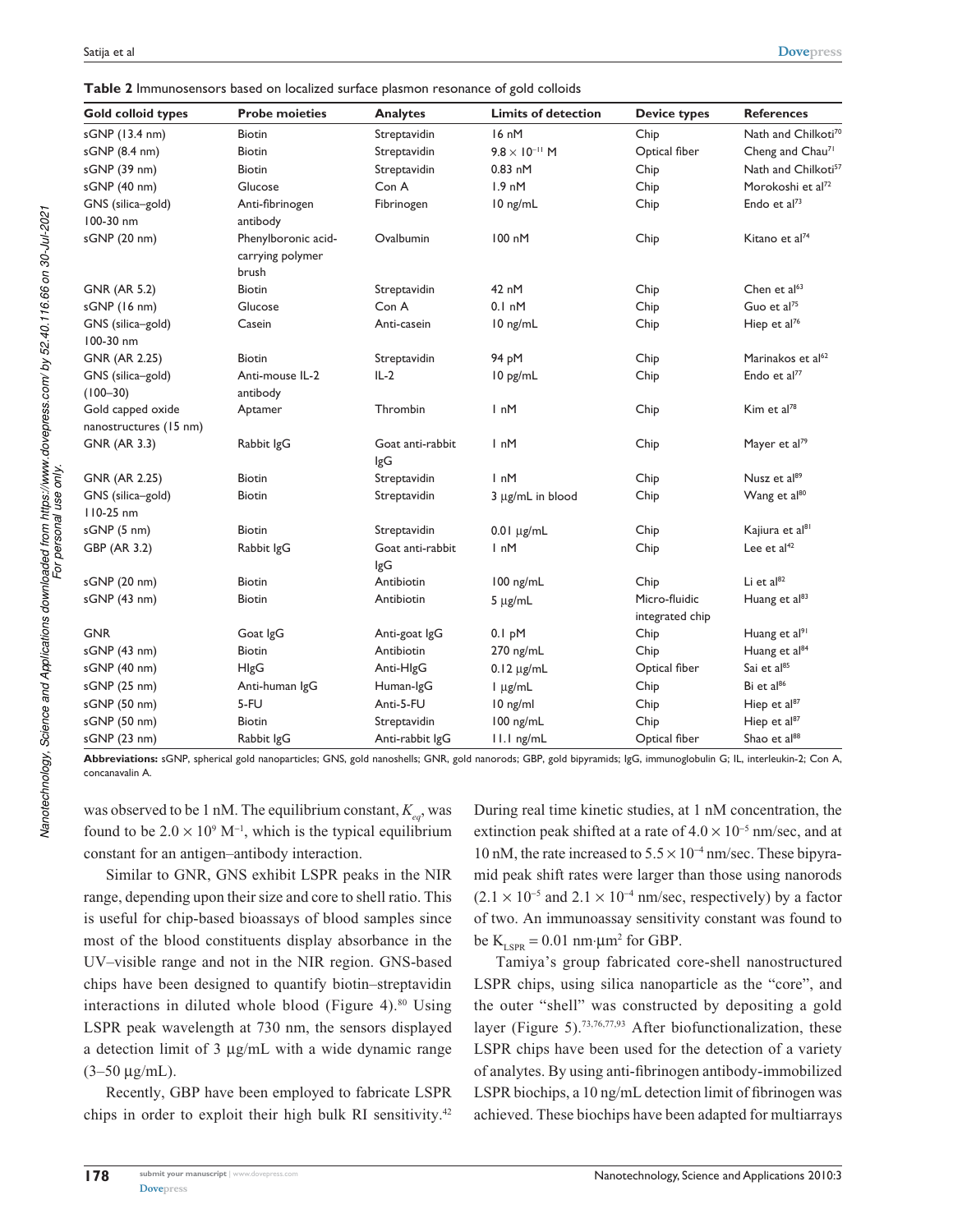**Table 2** Immunosensors based on localized surface plasmon resonance of gold colloids

| Gold colloid types | Probe moieties | Analytes | Limits of detection | Device types | References |
|---|---|---|---|---|---|
| sGNP (13.4 nm) | Biotin | Streptavidin | 16 nM | Chip | Nath and Chilkoti[70] |
| sGNP (8.4 nm) | Biotin | Streptavidin | $9.8 \times 10^{-11}$ M | Optical fiber | Cheng and Chau[71] |
| sGNP (39 nm) | Biotin | Streptavidin | 0.83 nM | Chip | Nath and Chilkoti[57] |
| sGNP (40 nm) | Glucose | Con A | 1.9 nM | Chip | Morokoshi et al[72] |
| GNS (silica–gold) 100-30 nm | Anti-fibrinogen antibody | Fibrinogen | 10 ng/mL | Chip | Endo et al[73] |
| sGNP (20 nm) | Phenylboronic acid-carrying polymer brush | Ovalbumin | 100 nM | Chip | Kitano et al[74] |
| GNR (AR 5.2) | Biotin | Streptavidin | 42 nM | Chip | Chen et al[63] |
| sGNP (16 nm) | Glucose | Con A | 0.1 nM | Chip | Guo et al[75] |
| GNS (silica–gold) 100-30 nm | Casein | Anti-casein | 10 ng/mL | Chip | Hiep et al[76] |
| GNR (AR 2.25) | Biotin | Streptavidin | 94 pM | Chip | Marinakos et al[62] |
| GNS (silica–gold) (100–30) | Anti-mouse IL-2 antibody | IL-2 | 10 pg/mL | Chip | Endo et al[77] |
| Gold capped oxide nanostructures (15 nm) | Aptamer | Thrombin | 1 nM | Chip | Kim et al[78] |
| GNR (AR 3.3) | Rabbit IgG | Goat anti-rabbit IgG | 1 nM | Chip | Mayer et al[79] |
| GNR (AR 2.25) | Biotin | Streptavidin | 1 nM | Chip | Nusz et al[89] |
| GNS (silica–gold) 110-25 nm | Biotin | Streptavidin | 3 μg/mL in blood | Chip | Wang et al[80] |
| sGNP (5 nm) | Biotin | Streptavidin | 0.01 μg/mL | Chip | Kajiura et al[81] |
| GBP (AR 3.2) | Rabbit IgG | Goat anti-rabbit IgG | 1 nM | Chip | Lee et al[42] |
| sGNP (20 nm) | Biotin | Antibiotin | 100 ng/mL | Chip | Li et al[82] |
| sGNP (43 nm) | Biotin | Antibiotin | 5 μg/mL | Micro-fluidic integrated chip | Huang et al[83] |
| GNR | Goat IgG | Anti-goat IgG | 0.1 pM | Chip | Huang et al[91] |
| sGNP (43 nm) | Biotin | Antibiotin | 270 ng/mL | Chip | Huang et al[84] |
| sGNP (40 nm) | HIgG | Anti-HIgG | 0.12 μg/mL | Optical fiber | Sai et al[85] |
| sGNP (25 nm) | Anti-human IgG | Human-IgG | 1 μg/mL | Chip | Bi et al[86] |
| sGNP (50 nm) | 5-FU | Anti-5-FU | 10 ng/ml | Chip | Hiep et al[87] |
| sGNP (50 nm) | Biotin | Streptavidin | 100 ng/mL | Chip | Hiep et al[87] |
| sGNP (23 nm) | Rabbit IgG | Anti-rabbit IgG | 11.1 ng/mL | Optical fiber | Shao et al[88] |

**Abbreviations:** sGNP, spherical gold nanoparticles; GNS, gold nanoshells; GNR, gold nanorods; GBP, gold bipyramids; IgG, immunoglobulin G; IL, interleukin-2; Con A, concanavalin A.

was observed to be 1 nM. The equilibrium constant, $K_{eq}$, was found to be $2.0 \times 10^9$ $M^{-1}$, which is the typical equilibrium constant for an antigen–antibody interaction.

Similar to GNR, GNS exhibit LSPR peaks in the NIR range, depending upon their size and core to shell ratio. This is useful for chip-based bioassays of blood samples since most of the blood constituents display absorbance in the UV–visible range and not in the NIR region. GNS-based chips have been designed to quantify biotin–streptavidin interactions in diluted whole blood (Figure 4).[80] Using LSPR peak wavelength at 730 nm, the sensors displayed a detection limit of 3 μg/mL with a wide dynamic range (3–50 μg/mL).

Recently, GBP have been employed to fabricate LSPR chips in order to exploit their high bulk RI sensitivity.[42] During real time kinetic studies, at 1 nM concentration, the extinction peak shifted at a rate of $4.0 \times 10^{-5}$ nm/sec, and at 10 nM, the rate increased to $5.5 \times 10^{-4}$ nm/sec. These bipyramid peak shift rates were larger than those using nanorods ($2.1 \times 10^{-5}$ and $2.1 \times 10^{-4}$ nm/sec, respectively) by a factor of two. An immunoassay sensitivity constant was found to be $K_{LSPR} = 0.01$ nm·μm$^2$ for GBP.

Tamiya's group fabricated core-shell nanostructured LSPR chips, using silica nanoparticle as the "core", and the outer "shell" was constructed by depositing a gold layer (Figure 5).[73,76,77,93] After biofunctionalization, these LSPR chips have been used for the detection of a variety of analytes. By using anti-fibrinogen antibody-immobilized LSPR biochips, a 10 ng/mL detection limit of fibrinogen was achieved. These biochips have been adapted for multiarrays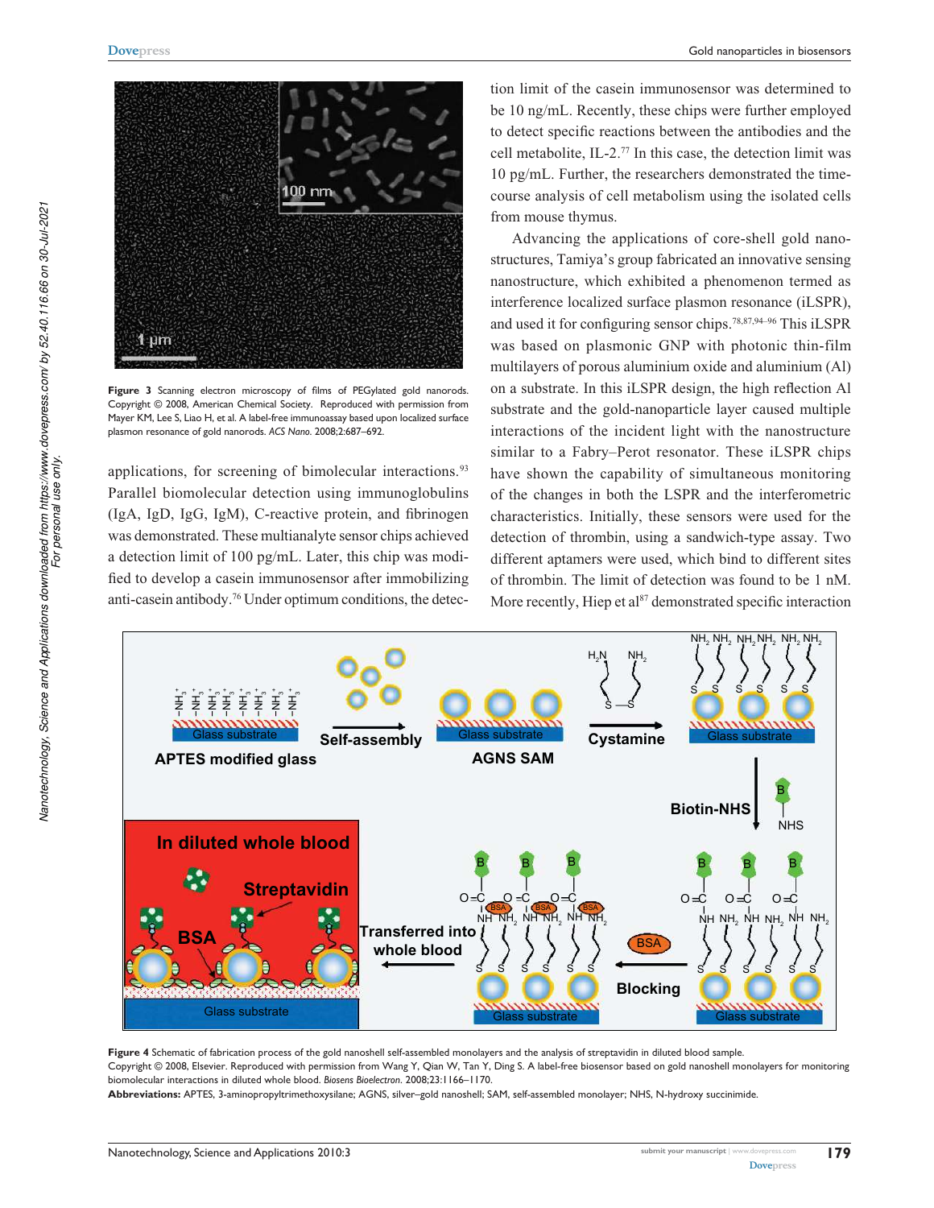Figure 3 Scanning electron microscopy of films of PEGylated gold nanorods. Copyright © 2008, American Chemical Society. Reproduced with permission from Mayer KM, Lee S, Liao H, et al. A label-free immunoassay based upon localized surface plasmon resonance of gold nanorods. *ACS Nano*. 2008;2:687–692.

applications, for screening of bimolecular interactions.[93] Parallel biomolecular detection using immunoglobulins (IgA, IgD, IgG, IgM), C-reactive protein, and fibrinogen was demonstrated. These multianalyte sensor chips achieved a detection limit of 100 pg/mL. Later, this chip was modified to develop a casein immunosensor after immobilizing anti-casein antibody.[76] Under optimum conditions, the detection limit of the casein immunosensor was determined to be 10 ng/mL. Recently, these chips were further employed to detect specific reactions between the antibodies and the cell metabolite, IL-2.[77] In this case, the detection limit was 10 pg/mL. Further, the researchers demonstrated the time-course analysis of cell metabolism using the isolated cells from mouse thymus.

Advancing the applications of core-shell gold nanostructures, Tamiya's group fabricated an innovative sensing nanostructure, which exhibited a phenomenon termed as interference localized surface plasmon resonance (iLSPR), and used it for configuring sensor chips.[78,87,94–96] This iLSPR was based on plasmonic GNP with photonic thin-film multilayers of porous aluminium oxide and aluminium (Al) on a substrate. In this iLSPR design, the high reflection Al substrate and the gold-nanoparticle layer caused multiple interactions of the incident light with the nanostructure similar to a Fabry–Perot resonator. These iLSPR chips have shown the capability of simultaneous monitoring of the changes in both the LSPR and the interferometric characteristics. Initially, these sensors were used for the detection of thrombin, using a sandwich-type assay. Two different aptamers were used, which bind to different sites of thrombin. The limit of detection was found to be 1 nM. More recently, Hiep et al[87] demonstrated specific interaction

Figure 4 Schematic of fabrication process of the gold nanoshell self-assembled monolayers and the analysis of streptavidin in diluted blood sample.
Copyright © 2008, Elsevier. Reproduced with permission from Wang Y, Qian W, Tan Y, Ding S. A label-free biosensor based on gold nanoshell monolayers for monitoring biomolecular interactions in diluted whole blood. *Biosens Bioelectron*. 2008;23:1166–1170.
**Abbreviations:** APTES, 3-aminopropyltrimethoxysilane; AGNS, silver–gold nanoshell; SAM, self-assembled monolayer; NHS, N-hydroxy succinimide.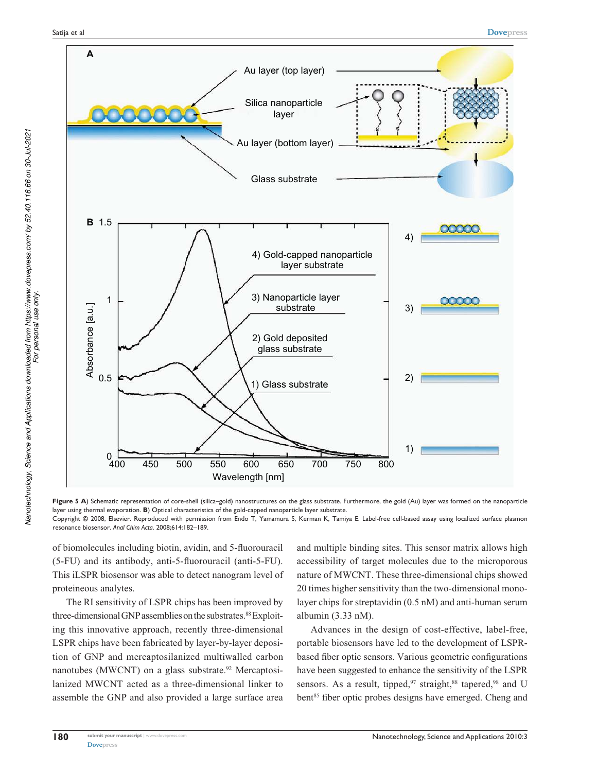**Figure 5 A**) Schematic representation of core-shell (silica–gold) nanostructures on the glass substrate. Furthermore, the gold (Au) layer was formed on the nanoparticle layer using thermal evaporation. **B**) Optical characteristics of the gold-capped nanoparticle layer substrate.
Copyright © 2008, Elsevier. Reproduced with permission from Endo T, Yamamura S, Kerman K, Tamiya E. Label-free cell-based assay using localized surface plasmon resonance biosensor. *Anal Chim Acta*. 2008;614:182–189.

of biomolecules including biotin, avidin, and 5-fluorouracil (5-FU) and its antibody, anti-5-fluorouracil (anti-5-FU). This iLSPR biosensor was able to detect nanogram level of proteineous analytes.

The RI sensitivity of LSPR chips has been improved by three-dimensional GNP assemblies on the substrates.[88] Exploiting this innovative approach, recently three-dimensional LSPR chips have been fabricated by layer-by-layer deposition of GNP and mercaptosilanized multiwalled carbon nanotubes (MWCNT) on a glass substrate.[92] Mercaptosilanized MWCNT acted as a three-dimensional linker to assemble the GNP and also provided a large surface area and multiple binding sites. This sensor matrix allows high accessibility of target molecules due to the microporous nature of MWCNT. These three-dimensional chips showed 20 times higher sensitivity than the two-dimensional monolayer chips for streptavidin (0.5 nM) and anti-human serum albumin (3.33 nM).

Advances in the design of cost-effective, label-free, portable biosensors have led to the development of LSPR-based fiber optic sensors. Various geometric configurations have been suggested to enhance the sensitivity of the LSPR sensors. As a result, tipped,[97] straight,[88] tapered,[98] and U bent[85] fiber optic probes designs have emerged. Cheng and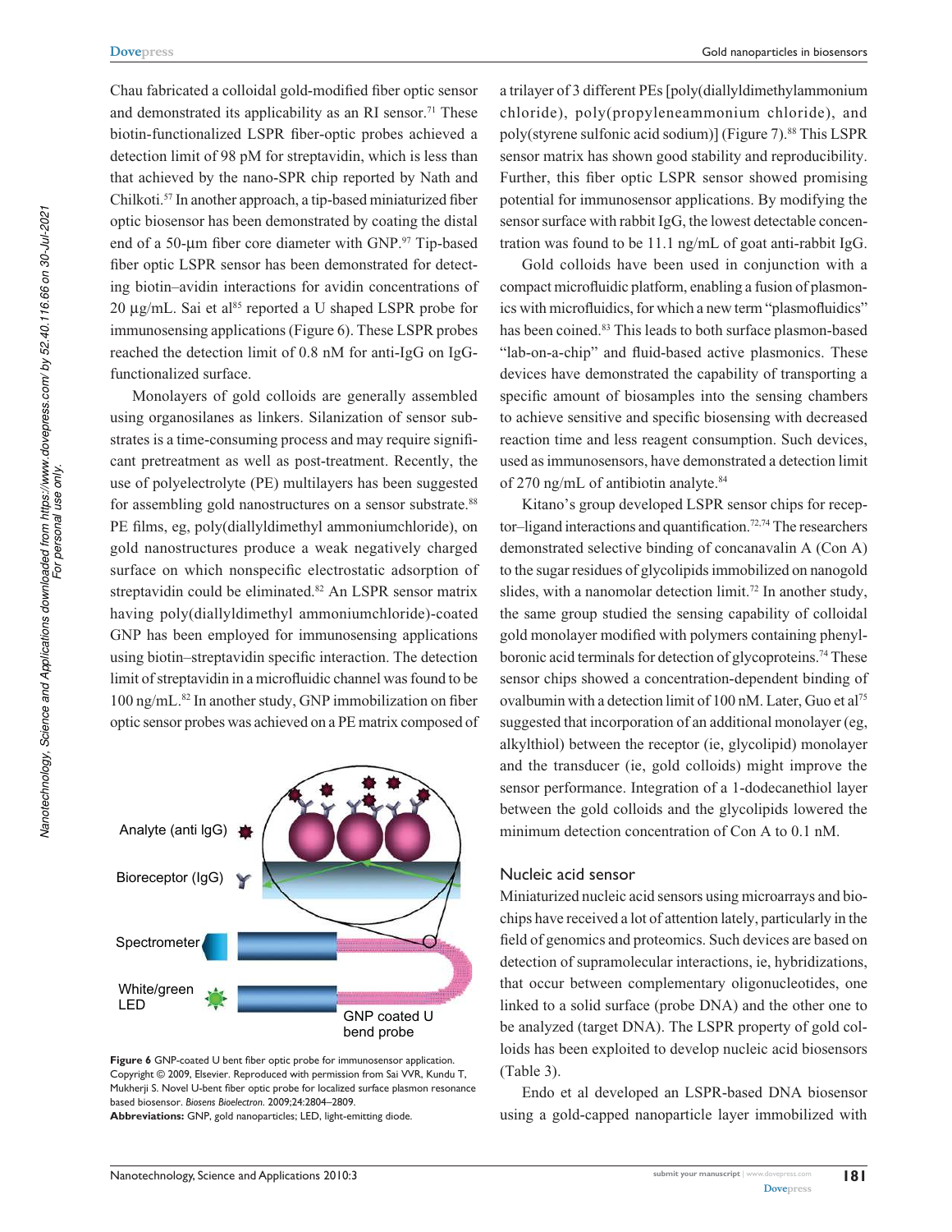Chau fabricated a colloidal gold-modified fiber optic sensor and demonstrated its applicability as an RI sensor.[71] These biotin-functionalized LSPR fiber-optic probes achieved a detection limit of 98 pM for streptavidin, which is less than that achieved by the nano-SPR chip reported by Nath and Chilkoti.[57] In another approach, a tip-based miniaturized fiber optic biosensor has been demonstrated by coating the distal end of a 50-μm fiber core diameter with GNP.[97] Tip-based fiber optic LSPR sensor has been demonstrated for detecting biotin–avidin interactions for avidin concentrations of 20 μg/mL. Sai et al[85] reported a U shaped LSPR probe for immunosensing applications (Figure 6). These LSPR probes reached the detection limit of 0.8 nM for anti-IgG on IgG-functionalized surface.

Monolayers of gold colloids are generally assembled using organosilanes as linkers. Silanization of sensor substrates is a time-consuming process and may require significant pretreatment as well as post-treatment. Recently, the use of polyelectrolyte (PE) multilayers has been suggested for assembling gold nanostructures on a sensor substrate.[88] PE films, eg, poly(diallyldimethyl ammoniumchloride), on gold nanostructures produce a weak negatively charged surface on which nonspecific electrostatic adsorption of streptavidin could be eliminated.[82] An LSPR sensor matrix having poly(diallyldimethyl ammoniumchloride)-coated GNP has been employed for immunosensing applications using biotin–streptavidin specific interaction. The detection limit of streptavidin in a microfluidic channel was found to be 100 ng/mL.[82] In another study, GNP immobilization on fiber optic sensor probes was achieved on a PE matrix composed of a trilayer of 3 different PEs [poly(diallyldimethylammonium chloride), poly(propyleneammonium chloride), and poly(styrene sulfonic acid sodium)] (Figure 7).[88] This LSPR sensor matrix has shown good stability and reproducibility. Further, this fiber optic LSPR sensor showed promising potential for immunosensor applications. By modifying the sensor surface with rabbit IgG, the lowest detectable concentration was found to be 11.1 ng/mL of goat anti-rabbit IgG.

Figure 6 GNP-coated U bent fiber optic probe for immunosensor application. Copyright © 2009, Elsevier. Reproduced with permission from Sai VVR, Kundu T, Mukherji S. Novel U-bent fiber optic probe for localized surface plasmon resonance based biosensor. *Biosens Bioelectron.* 2009;24:2804–2809.
**Abbreviations:** GNP, gold nanoparticles; LED, light-emitting diode.

Gold colloids have been used in conjunction with a compact microfluidic platform, enabling a fusion of plasmonics with microfluidics, for which a new term "plasmofluidics" has been coined.[83] This leads to both surface plasmon-based "lab-on-a-chip" and fluid-based active plasmonics. These devices have demonstrated the capability of transporting a specific amount of biosamples into the sensing chambers to achieve sensitive and specific biosensing with decreased reaction time and less reagent consumption. Such devices, used as immunosensors, have demonstrated a detection limit of 270 ng/mL of antibiotin analyte.[84]

Kitano's group developed LSPR sensor chips for receptor–ligand interactions and quantification.[72,74] The researchers demonstrated selective binding of concanavalin A (Con A) to the sugar residues of glycolipids immobilized on nanogold slides, with a nanomolar detection limit.[72] In another study, the same group studied the sensing capability of colloidal gold monolayer modified with polymers containing phenylboronic acid terminals for detection of glycoproteins.[74] These sensor chips showed a concentration-dependent binding of ovalbumin with a detection limit of 100 nM. Later, Guo et al[75] suggested that incorporation of an additional monolayer (eg, alkylthiol) between the receptor (ie, glycolipid) monolayer and the transducer (ie, gold colloids) might improve the sensor performance. Integration of a 1-dodecanethiol layer between the gold colloids and the glycolipids lowered the minimum detection concentration of Con A to 0.1 nM.

## Nucleic acid sensor

Miniaturized nucleic acid sensors using microarrays and biochips have received a lot of attention lately, particularly in the field of genomics and proteomics. Such devices are based on detection of supramolecular interactions, ie, hybridizations, that occur between complementary oligonucleotides, one linked to a solid surface (probe DNA) and the other one to be analyzed (target DNA). The LSPR property of gold colloids has been exploited to develop nucleic acid biosensors (Table 3).

Endo et al developed an LSPR-based DNA biosensor using a gold-capped nanoparticle layer immobilized with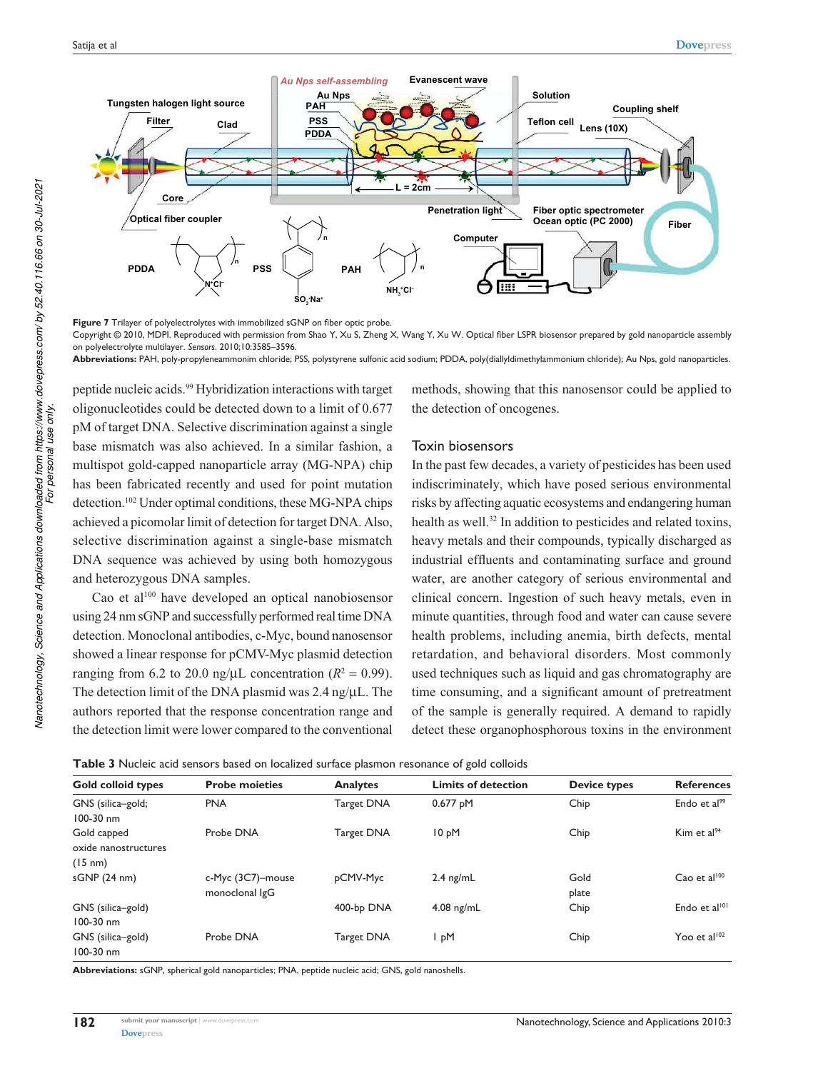**Figure 7** Trilayer of polyelectrolytes with immobilized sGNP on fiber optic probe.
Copyright © 2010, MDPI. Reproduced with permission from Shao Y, Xu S, Zheng X, Wang Y, Xu W. Optical fiber LSPR biosensor prepared by gold nanoparticle assembly on polyelectrolyte multilayer. *Sensors*. 2010;10:3585–3596.
**Abbreviations:** PAH, poly-propyleneammonim chloride; PSS, polystyrene sulfonic acid sodium; PDDA, poly(diallyldimethylammonium chloride); Au Nps, gold nanoparticles.

peptide nucleic acids.[99] Hybridization interactions with target oligonucleotides could be detected down to a limit of 0.677 pM of target DNA. Selective discrimination against a single base mismatch was also achieved. In a similar fashion, a multispot gold-capped nanoparticle array (MG-NPA) chip has been fabricated recently and used for point mutation detection.[102] Under optimal conditions, these MG-NPA chips achieved a picomolar limit of detection for target DNA. Also, selective discrimination against a single-base mismatch DNA sequence was achieved by using both homozygous and heterozygous DNA samples.

Cao et al[100] have developed an optical nanobiosensor using 24 nm sGNP and successfully performed real time DNA detection. Monoclonal antibodies, c-Myc, bound nanosensor showed a linear response for pCMV-Myc plasmid detection ranging from 6.2 to 20.0 ng/µL concentration ($R^2 = 0.99$). The detection limit of the DNA plasmid was 2.4 ng/µL. The authors reported that the response concentration range and the detection limit were lower compared to the conventional methods, showing that this nanosensor could be applied to the detection of oncogenes.

## Toxin biosensors

In the past few decades, a variety of pesticides has been used indiscriminately, which have posed serious environmental risks by affecting aquatic ecosystems and endangering human health as well.[32] In addition to pesticides and related toxins, heavy metals and their compounds, typically discharged as industrial effluents and contaminating surface and ground water, are another category of serious environmental and clinical concern. Ingestion of such heavy metals, even in minute quantities, through food and water can cause severe health problems, including anemia, birth defects, mental retardation, and behavioral disorders. Most commonly used techniques such as liquid and gas chromatography are time consuming, and a significant amount of pretreatment of the sample is generally required. A demand to rapidly detect these organophosphorous toxins in the environment

**Table 3** Nucleic acid sensors based on localized surface plasmon resonance of gold colloids

| Gold colloid types | Probe moieties | Analytes | Limits of detection | Device types | References |
|---|---|---|---|---|---|
| GNS (silica–gold; 100-30 nm | PNA | Target DNA | 0.677 pM | Chip | Endo et al[99] |
| Gold capped oxide nanostructures (15 nm) | Probe DNA | Target DNA | 10 pM | Chip | Kim et al[94] |
| sGNP (24 nm) | c-Myc (3C7)–mouse monoclonal IgG | pCMV-Myc | 2.4 ng/mL | Gold plate | Cao et al[100] |
| GNS (silica–gold) 100-30 nm | | 400-bp DNA | 4.08 ng/mL | Chip | Endo et al[101] |
| GNS (silica–gold) 100-30 nm | Probe DNA | Target DNA | 1 pM | Chip | Yoo et al[102] |

**Abbreviations:** sGNP, spherical gold nanoparticles; PNA, peptide nucleic acid; GNS, gold nanoshells.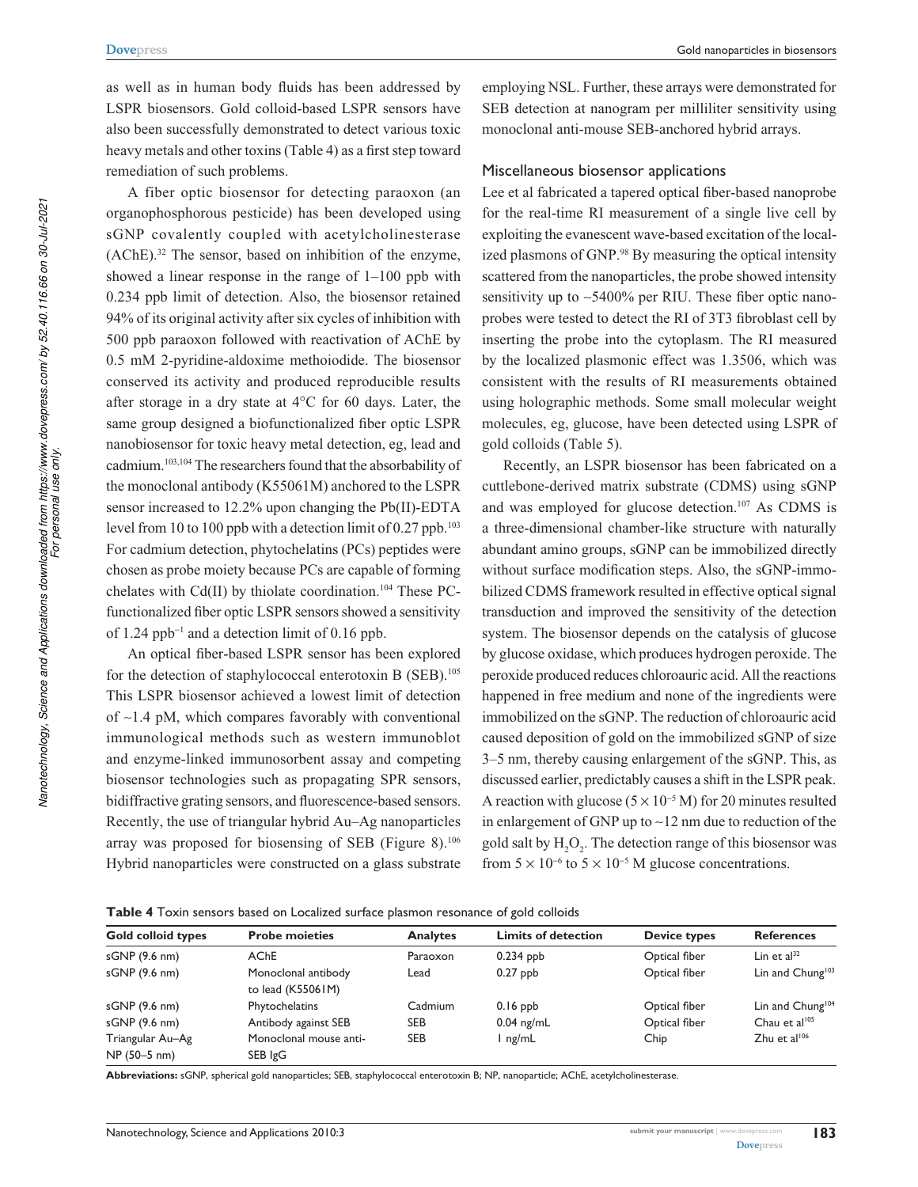as well as in human body fluids has been addressed by LSPR biosensors. Gold colloid-based LSPR sensors have also been successfully demonstrated to detect various toxic heavy metals and other toxins (Table 4) as a first step toward remediation of such problems.

A fiber optic biosensor for detecting paraoxon (an organophosphorous pesticide) has been developed using sGNP covalently coupled with acetylcholinesterase (AChE).[32] The sensor, based on inhibition of the enzyme, showed a linear response in the range of 1–100 ppb with 0.234 ppb limit of detection. Also, the biosensor retained 94% of its original activity after six cycles of inhibition with 500 ppb paraoxon followed with reactivation of AChE by 0.5 mM 2-pyridine-aldoxime methoiodide. The biosensor conserved its activity and produced reproducible results after storage in a dry state at 4°C for 60 days. Later, the same group designed a biofunctionalized fiber optic LSPR nanobiosensor for toxic heavy metal detection, eg, lead and cadmium.[103,104] The researchers found that the absorbability of the monoclonal antibody (K55061M) anchored to the LSPR sensor increased to 12.2% upon changing the Pb(II)-EDTA level from 10 to 100 ppb with a detection limit of 0.27 ppb.[103] For cadmium detection, phytochelatins (PCs) peptides were chosen as probe moiety because PCs are capable of forming chelates with Cd(II) by thiolate coordination.[104] These PC-functionalized fiber optic LSPR sensors showed a sensitivity of 1.24 $ppb^{-1}$ and a detection limit of 0.16 ppb.

An optical fiber-based LSPR sensor has been explored for the detection of staphylococcal enterotoxin B (SEB).[105] This LSPR biosensor achieved a lowest limit of detection of ~1.4 pM, which compares favorably with conventional immunological methods such as western immunoblot and enzyme-linked immunosorbent assay and competing biosensor technologies such as propagating SPR sensors, bidiffractive grating sensors, and fluorescence-based sensors. Recently, the use of triangular hybrid Au–Ag nanoparticles array was proposed for biosensing of SEB (Figure 8).[106] Hybrid nanoparticles were constructed on a glass substrate employing NSL. Further, these arrays were demonstrated for SEB detection at nanogram per milliliter sensitivity using monoclonal anti-mouse SEB-anchored hybrid arrays.

## Miscellaneous biosensor applications

Lee et al fabricated a tapered optical fiber-based nanoprobe for the real-time RI measurement of a single live cell by exploiting the evanescent wave-based excitation of the localized plasmons of GNP.[98] By measuring the optical intensity scattered from the nanoparticles, the probe showed intensity sensitivity up to ~5400% per RIU. These fiber optic nanoprobes were tested to detect the RI of 3T3 fibroblast cell by inserting the probe into the cytoplasm. The RI measured by the localized plasmonic effect was 1.3506, which was consistent with the results of RI measurements obtained using holographic methods. Some small molecular weight molecules, eg, glucose, have been detected using LSPR of gold colloids (Table 5).

Recently, an LSPR biosensor has been fabricated on a cuttlebone-derived matrix substrate (CDMS) using sGNP and was employed for glucose detection.[107] As CDMS is a three-dimensional chamber-like structure with naturally abundant amino groups, sGNP can be immobilized directly without surface modification steps. Also, the sGNP-immobilized CDMS framework resulted in effective optical signal transduction and improved the sensitivity of the detection system. The biosensor depends on the catalysis of glucose by glucose oxidase, which produces hydrogen peroxide. The peroxide produced reduces chloroauric acid. All the reactions happened in free medium and none of the ingredients were immobilized on the sGNP. The reduction of chloroauric acid caused deposition of gold on the immobilized sGNP of size 3–5 nm, thereby causing enlargement of the sGNP. This, as discussed earlier, predictably causes a shift in the LSPR peak. A reaction with glucose ($5 \times 10^{-5}$ M) for 20 minutes resulted in enlargement of GNP up to ~12 nm due to reduction of the gold salt by $H_2O_2$. The detection range of this biosensor was from $5 \times 10^{-6}$ to $5 \times 10^{-5}$ M glucose concentrations.

**Table 4** Toxin sensors based on Localized surface plasmon resonance of gold colloids

| Gold colloid types | Probe moieties | Analytes | Limits of detection | Device types | References |
|---|---|---|---|---|---|
| sGNP (9.6 nm) | AChE | Paraoxon | 0.234 ppb | Optical fiber | Lin et al[32] |
| sGNP (9.6 nm) | Monoclonal antibody to lead (K55061M) | Lead | 0.27 ppb | Optical fiber | Lin and Chung[103] |
| sGNP (9.6 nm) | Phytochelatins | Cadmium | 0.16 ppb | Optical fiber | Lin and Chung[104] |
| sGNP (9.6 nm) | Antibody against SEB | SEB | 0.04 ng/mL | Optical fiber | Chau et al[105] |
| Triangular Au–Ag NP (50–5 nm) | Monoclonal mouse anti-SEB IgG | SEB | 1 ng/mL | Chip | Zhu et al[106] |

**Abbreviations:** sGNP, spherical gold nanoparticles; SEB, staphylococcal enterotoxin B; NP, nanoparticle; AChE, acetylcholinesterase.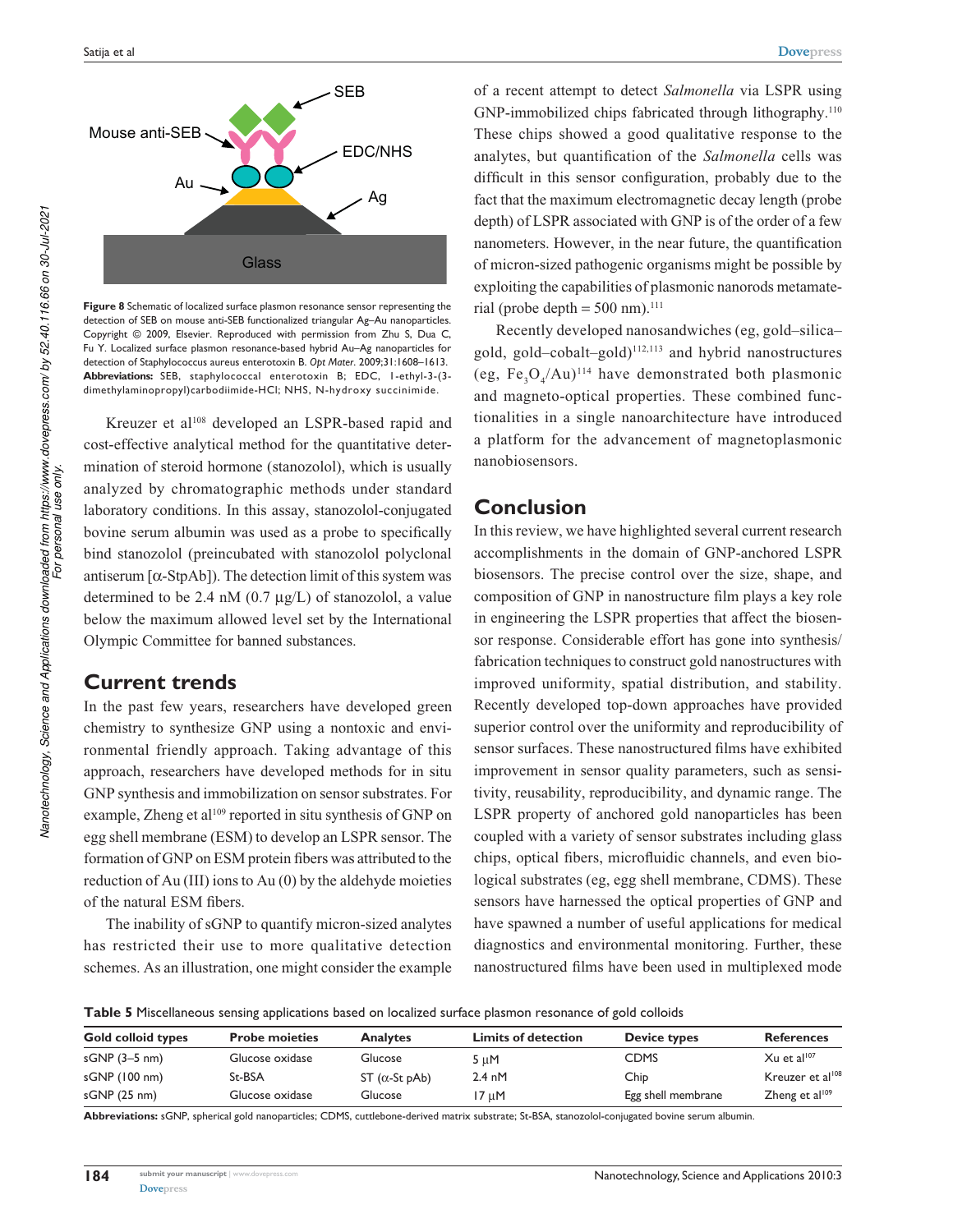SEB
Mouse anti-SEB
EDC/NHS
Au
Ag
Glass

**Figure 8** Schematic of localized surface plasmon resonance sensor representing the detection of SEB on mouse anti-SEB functionalized triangular Ag–Au nanoparticles. Copyright © 2009, Elsevier. Reproduced with permission from Zhu S, Dua C, Fu Y. Localized surface plasmon resonance-based hybrid Au–Ag nanoparticles for detection of Staphylococcus aureus enterotoxin B. *Opt Mater*. 2009;31:1608–1613.
**Abbreviations:** SEB, staphylococcal enterotoxin B; EDC, 1-ethyl-3-(3-dimethylaminopropyl)carbodiimide-HCl; NHS, N-hydroxy succinimide.

Kreuzer et al[108] developed an LSPR-based rapid and cost-effective analytical method for the quantitative determination of steroid hormone (stanozolol), which is usually analyzed by chromatographic methods under standard laboratory conditions. In this assay, stanozolol-conjugated bovine serum albumin was used as a probe to specifically bind stanozolol (preincubated with stanozolol polyclonal antiserum [α-StpAb]). The detection limit of this system was determined to be 2.4 nM (0.7 μg/L) of stanozolol, a value below the maximum allowed level set by the International Olympic Committee for banned substances.

## Current trends

In the past few years, researchers have developed green chemistry to synthesize GNP using a nontoxic and environmental friendly approach. Taking advantage of this approach, researchers have developed methods for in situ GNP synthesis and immobilization on sensor substrates. For example, Zheng et al[109] reported in situ synthesis of GNP on egg shell membrane (ESM) to develop an LSPR sensor. The formation of GNP on ESM protein fibers was attributed to the reduction of Au (III) ions to Au (0) by the aldehyde moieties of the natural ESM fibers.

The inability of sGNP to quantify micron-sized analytes has restricted their use to more qualitative detection schemes. As an illustration, one might consider the example of a recent attempt to detect *Salmonella* via LSPR using GNP-immobilized chips fabricated through lithography.[110] These chips showed a good qualitative response to the analytes, but quantification of the *Salmonella* cells was difficult in this sensor configuration, probably due to the fact that the maximum electromagnetic decay length (probe depth) of LSPR associated with GNP is of the order of a few nanometers. However, in the near future, the quantification of micron-sized pathogenic organisms might be possible by exploiting the capabilities of plasmonic nanorods metamaterial (probe depth = 500 nm).[111]

Recently developed nanosandwiches (eg, gold–silica–gold, gold–cobalt–gold)[112,113] and hybrid nanostructures (eg, $Fe_3O_4$/Au)[114] have demonstrated both plasmonic and magneto-optical properties. These combined functionalities in a single nanoarchitecture have introduced a platform for the advancement of magnetoplasmonic nanobiosensors.

## Conclusion

In this review, we have highlighted several current research accomplishments in the domain of GNP-anchored LSPR biosensors. The precise control over the size, shape, and composition of GNP in nanostructure film plays a key role in engineering the LSPR properties that affect the biosensor response. Considerable effort has gone into synthesis/fabrication techniques to construct gold nanostructures with improved uniformity, spatial distribution, and stability. Recently developed top-down approaches have provided superior control over the uniformity and reproducibility of sensor surfaces. These nanostructured films have exhibited improvement in sensor quality parameters, such as sensitivity, reusability, reproducibility, and dynamic range. The LSPR property of anchored gold nanoparticles has been coupled with a variety of sensor substrates including glass chips, optical fibers, microfluidic channels, and even biological substrates (eg, egg shell membrane, CDMS). These sensors have harnessed the optical properties of GNP and have spawned a number of useful applications for medical diagnostics and environmental monitoring. Further, these nanostructured films have been used in multiplexed mode

**Table 5** Miscellaneous sensing applications based on localized surface plasmon resonance of gold colloids

| Gold colloid types | Probe moieties | Analytes | Limits of detection | Device types | References |
|---|---|---|---|---|---|
| sGNP (3–5 nm) | Glucose oxidase | Glucose | 5 μM | CDMS | Xu et al[107] |
| sGNP (100 nm) | St-BSA | ST (α-St pAb) | 2.4 nM | Chip | Kreuzer et al[108] |
| sGNP (25 nm) | Glucose oxidase | Glucose | 17 μM | Egg shell membrane | Zheng et al[109] |

**Abbreviations:** sGNP, spherical gold nanoparticles; CDMS, cuttlebone-derived matrix substrate; St-BSA, stanozolol-conjugated bovine serum albumin.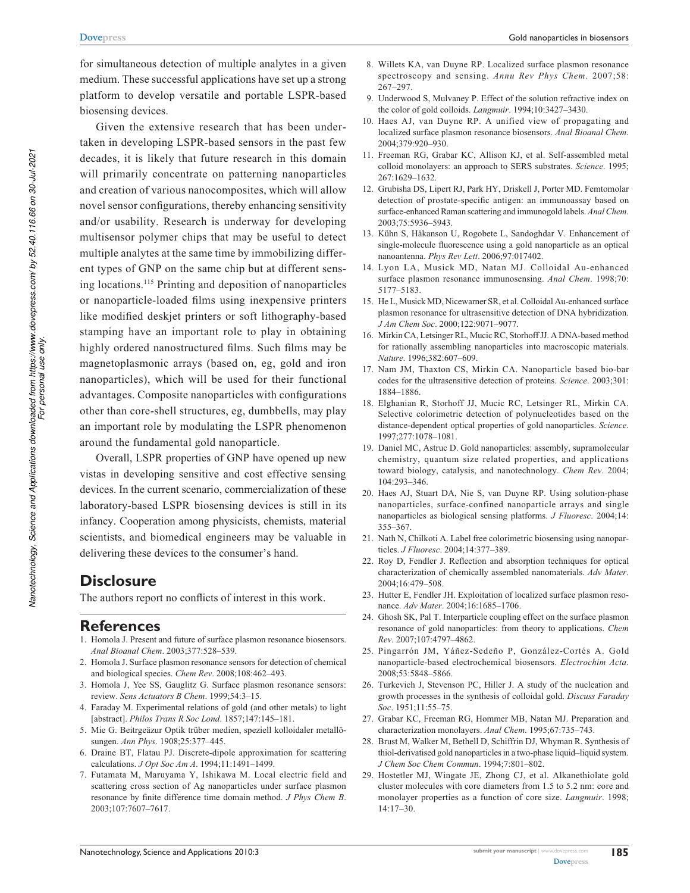for simultaneous detection of multiple analytes in a given medium. These successful applications have set up a strong platform to develop versatile and portable LSPR-based biosensing devices.

Given the extensive research that has been undertaken in developing LSPR-based sensors in the past few decades, it is likely that future research in this domain will primarily concentrate on patterning nanoparticles and creation of various nanocomposites, which will allow novel sensor configurations, thereby enhancing sensitivity and/or usability. Research is underway for developing multisensor polymer chips that may be useful to detect multiple analytes at the same time by immobilizing different types of GNP on the same chip but at different sensing locations.[115] Printing and deposition of nanoparticles or nanoparticle-loaded films using inexpensive printers like modified deskjet printers or soft lithography-based stamping have an important role to play in obtaining highly ordered nanostructured films. Such films may be magnetoplasmonic arrays (based on, eg, gold and iron nanoparticles), which will be used for their functional advantages. Composite nanoparticles with configurations other than core-shell structures, eg, dumbbells, may play an important role by modulating the LSPR phenomenon around the fundamental gold nanoparticle.

Overall, LSPR properties of GNP have opened up new vistas in developing sensitive and cost effective sensing devices. In the current scenario, commercialization of these laboratory-based LSPR biosensing devices is still in its infancy. Cooperation among physicists, chemists, material scientists, and biomedical engineers may be valuable in delivering these devices to the consumer's hand.

## Disclosure

The authors report no conflicts of interest in this work.

## References

1. Homola J. Present and future of surface plasmon resonance biosensors. *Anal Bioanal Chem*. 2003;377:528–539.
2. Homola J. Surface plasmon resonance sensors for detection of chemical and biological species. *Chem Rev*. 2008;108:462–493.
3. Homola J, Yee SS, Gauglitz G. Surface plasmon resonance sensors: review. *Sens Actuators B Chem*. 1999;54:3–15.
4. Faraday M. Experimental relations of gold (and other metals) to light [abstract]. *Philos Trans R Soc Lond*. 1857;147:145–181.
5. Mie G. Beitrgeäzur Optik trüber medien, speziell kolloidaler metallösungen. *Ann Phys*. 1908;25:377–445.
6. Draine BT, Flatau PJ. Discrete-dipole approximation for scattering calculations. *J Opt Soc Am A*. 1994;11:1491–1499.
7. Futamata M, Maruyama Y, Ishikawa M. Local electric field and scattering cross section of Ag nanoparticles under surface plasmon resonance by finite difference time domain method. *J Phys Chem B*. 2003;107:7607–7617.
8. Willets KA, van Duyne RP. Localized surface plasmon resonance spectroscopy and sensing. *Annu Rev Phys Chem*. 2007;58:267–297.
9. Underwood S, Mulvaney P. Effect of the solution refractive index on the color of gold colloids. *Langmuir*. 1994;10:3427–3430.
10. Haes AJ, van Duyne RP. A unified view of propagating and localized surface plasmon resonance biosensors. *Anal Bioanal Chem*. 2004;379:920–930.
11. Freeman RG, Grabar KC, Allison KJ, et al. Self-assembled metal colloid monolayers: an approach to SERS substrates. *Science*. 1995;267:1629–1632.
12. Grubisha DS, Lipert RJ, Park HY, Driskell J, Porter MD. Femtomolar detection of prostate-specific antigen: an immunoassay based on surface-enhanced Raman scattering and immunogold labels. *Anal Chem*. 2003;75:5936–5943.
13. Kühn S, Håkanson U, Rogobete L, Sandoghdar V. Enhancement of single-molecule fluorescence using a gold nanoparticle as an optical nanoantenna. *Phys Rev Lett*. 2006;97:017402.
14. Lyon LA, Musick MD, Natan MJ. Colloidal Au-enhanced surface plasmon resonance immunosensing. *Anal Chem*. 1998;70:5177–5183.
15. He L, Musick MD, Nicewarner SR, et al. Colloidal Au-enhanced surface plasmon resonance for ultrasensitive detection of DNA hybridization. *J Am Chem Soc*. 2000;122:9071–9077.
16. Mirkin CA, Letsinger RL, Mucic RC, Storhoff JJ. A DNA-based method for rationally assembling nanoparticles into macroscopic materials. *Nature*. 1996;382:607–609.
17. Nam JM, Thaxton CS, Mirkin CA. Nanoparticle based bio-bar codes for the ultrasensitive detection of proteins. *Science*. 2003;301:1884–1886.
18. Elghanian R, Storhoff JJ, Mucic RC, Letsinger RL, Mirkin CA. Selective colorimetric detection of polynucleotides based on the distance-dependent optical properties of gold nanoparticles. *Science*. 1997;277:1078–1081.
19. Daniel MC, Astruc D. Gold nanoparticles: assembly, supramolecular chemistry, quantum size related properties, and applications toward biology, catalysis, and nanotechnology. *Chem Rev*. 2004;104:293–346.
20. Haes AJ, Stuart DA, Nie S, van Duyne RP. Using solution-phase nanoparticles, surface-confined nanoparticle arrays and single nanoparticles as biological sensing platforms. *J Fluoresc*. 2004;14:355–367.
21. Nath N, Chilkoti A. Label free colorimetric biosensing using nanoparticles. *J Fluoresc*. 2004;14:377–389.
22. Roy D, Fendler J. Reflection and absorption techniques for optical characterization of chemically assembled nanomaterials. *Adv Mater*. 2004;16:479–508.
23. Hutter E, Fendler JH. Exploitation of localized surface plasmon resonance. *Adv Mater*. 2004;16:1685–1706.
24. Ghosh SK, Pal T. Interparticle coupling effect on the surface plasmon resonance of gold nanoparticles: from theory to applications. *Chem Rev*. 2007;107:4797–4862.
25. Pingarrón JM, Yáñez-Sedeño P, González-Cortés A. Gold nanoparticle-based electrochemical biosensors. *Electrochim Acta*. 2008;53:5848–5866.
26. Turkevich J, Stevenson PC, Hiller J. A study of the nucleation and growth processes in the synthesis of colloidal gold. *Discuss Faraday Soc*. 1951;11:55–75.
27. Grabar KC, Freeman RG, Hommer MB, Natan MJ. Preparation and characterization monolayers. *Anal Chem*. 1995;67:735–743.
28. Brust M, Walker M, Bethell D, Schiffrin DJ, Whyman R. Synthesis of thiol-derivatised gold nanoparticles in a two-phase liquid–liquid system. *J Chem Soc Chem Commun*. 1994;7:801–802.
29. Hostetler MJ, Wingate JE, Zhong CJ, et al. Alkanethiolate gold cluster molecules with core diameters from 1.5 to 5.2 nm: core and monolayer properties as a function of core size. *Langmuir*. 1998;14:17–30.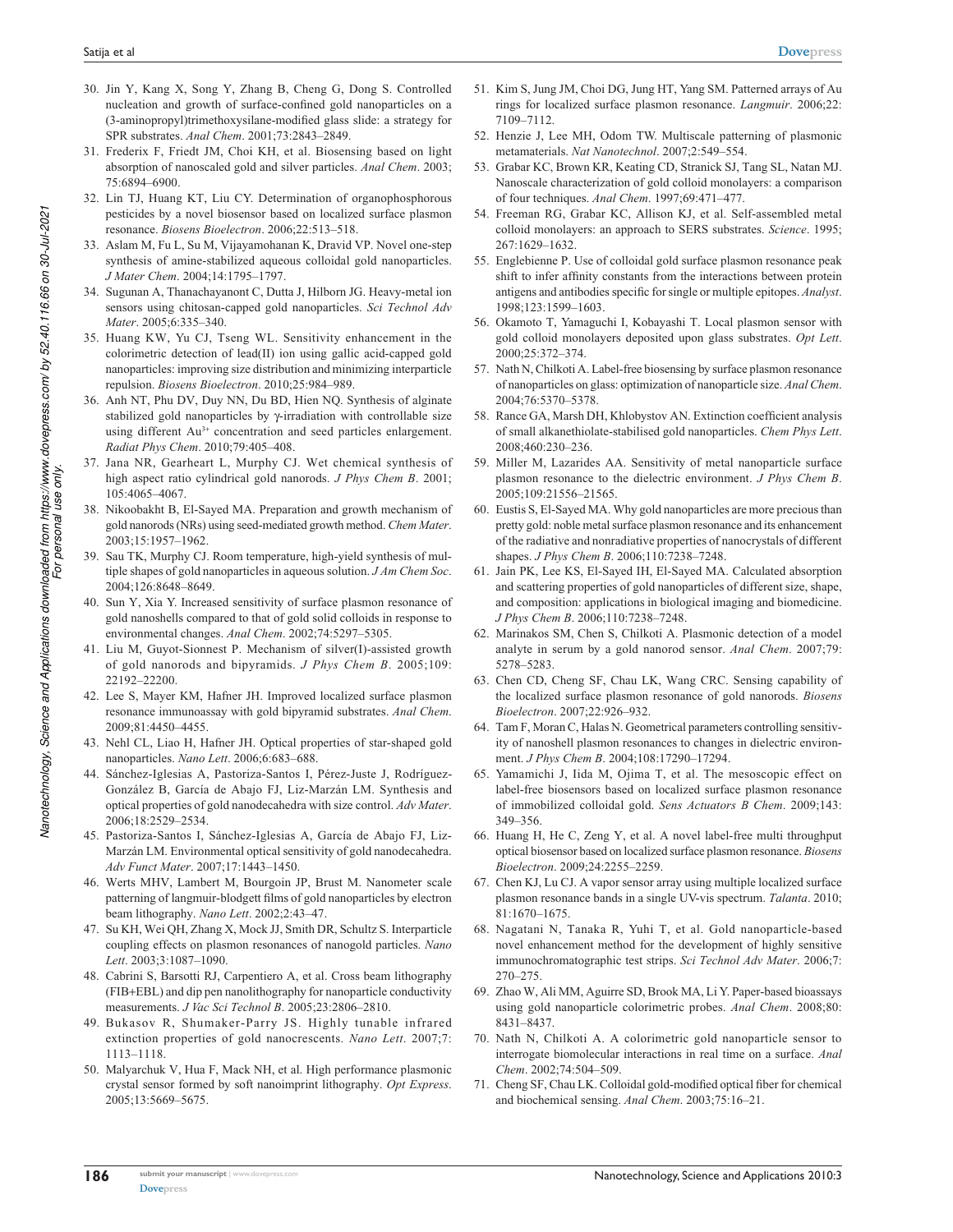30. Jin Y, Kang X, Song Y, Zhang B, Cheng G, Dong S. Controlled nucleation and growth of surface-confined gold nanoparticles on a (3-aminopropyl)trimethoxysilane-modified glass slide: a strategy for SPR substrates. *Anal Chem*. 2001;73:2843–2849.
31. Frederix F, Friedt JM, Choi KH, et al. Biosensing based on light absorption of nanoscaled gold and silver particles. *Anal Chem*. 2003;75:6894–6900.
32. Lin TJ, Huang KT, Liu CY. Determination of organophosphorous pesticides by a novel biosensor based on localized surface plasmon resonance. *Biosens Bioelectron*. 2006;22:513–518.
33. Aslam M, Fu L, Su M, Vijayamohanan K, Dravid VP. Novel one-step synthesis of amine-stabilized aqueous colloidal gold nanoparticles. *J Mater Chem*. 2004;14:1795–1797.
34. Sugunan A, Thanachayanont C, Dutta J, Hilborn JG. Heavy-metal ion sensors using chitosan-capped gold nanoparticles. *Sci Technol Adv Mater*. 2005;6:335–340.
35. Huang KW, Yu CJ, Tseng WL. Sensitivity enhancement in the colorimetric detection of lead(II) ion using gallic acid-capped gold nanoparticles: improving size distribution and minimizing interparticle repulsion. *Biosens Bioelectron*. 2010;25:984–989.
36. Anh NT, Phu DV, Duy NN, Du BD, Hien NQ. Synthesis of alginate stabilized gold nanoparticles by γ-irradiation with controllable size using different $Au^{3+}$ concentration and seed particles enlargement. *Radiat Phys Chem*. 2010;79:405–408.
37. Jana NR, Gearheart L, Murphy CJ. Wet chemical synthesis of high aspect ratio cylindrical gold nanorods. *J Phys Chem B*. 2001;105:4065–4067.
38. Nikoobakht B, El-Sayed MA. Preparation and growth mechanism of gold nanorods (NRs) using seed-mediated growth method. *Chem Mater*. 2003;15:1957–1962.
39. Sau TK, Murphy CJ. Room temperature, high-yield synthesis of multiple shapes of gold nanoparticles in aqueous solution. *J Am Chem Soc*. 2004;126:8648–8649.
40. Sun Y, Xia Y. Increased sensitivity of surface plasmon resonance of gold nanoshells compared to that of gold solid colloids in response to environmental changes. *Anal Chem*. 2002;74:5297–5305.
41. Liu M, Guyot-Sionnest P. Mechanism of silver(I)-assisted growth of gold nanorods and bipyramids. *J Phys Chem B*. 2005;109:22192–22200.
42. Lee S, Mayer KM, Hafner JH. Improved localized surface plasmon resonance immunoassay with gold bipyramid substrates. *Anal Chem*. 2009;81:4450–4455.
43. Nehl CL, Liao H, Hafner JH. Optical properties of star-shaped gold nanoparticles. *Nano Lett*. 2006;6:683–688.
44. Sánchez-Iglesias A, Pastoriza-Santos I, Pérez-Juste J, Rodríguez-González B, García de Abajo FJ, Liz-Marzán LM. Synthesis and optical properties of gold nanodecahedra with size control. *Adv Mater*. 2006;18:2529–2534.
45. Pastoriza-Santos I, Sánchez-Iglesias A, García de Abajo FJ, Liz-Marzán LM. Environmental optical sensitivity of gold nanodecahedra. *Adv Funct Mater*. 2007;17:1443–1450.
46. Werts MHV, Lambert M, Bourgoin JP, Brust M. Nanometer scale patterning of langmuir-blodgett films of gold nanoparticles by electron beam lithography. *Nano Lett*. 2002;2:43–47.
47. Su KH, Wei QH, Zhang X, Mock JJ, Smith DR, Schultz S. Interparticle coupling effects on plasmon resonances of nanogold particles. *Nano Lett*. 2003;3:1087–1090.
48. Cabrini S, Barsotti RJ, Carpentiero A, et al. Cross beam lithography (FIB+EBL) and dip pen nanolithography for nanoparticle conductivity measurements. *J Vac Sci Technol B*. 2005;23:2806–2810.
49. Bukasov R, Shumaker-Parry JS. Highly tunable infrared extinction properties of gold nanocrescents. *Nano Lett*. 2007;7:1113–1118.
50. Malyarchuk V, Hua F, Mack NH, et al. High performance plasmonic crystal sensor formed by soft nanoimprint lithography. *Opt Express*. 2005;13:5669–5675.
51. Kim S, Jung JM, Choi DG, Jung HT, Yang SM. Patterned arrays of Au rings for localized surface plasmon resonance. *Langmuir*. 2006;22:7109–7112.
52. Henzie J, Lee MH, Odom TW. Multiscale patterning of plasmonic metamaterials. *Nat Nanotechnol*. 2007;2:549–554.
53. Grabar KC, Brown KR, Keating CD, Stranick SJ, Tang SL, Natan MJ. Nanoscale characterization of gold colloid monolayers: a comparison of four techniques. *Anal Chem*. 1997;69:471–477.
54. Freeman RG, Grabar KC, Allison KJ, et al. Self-assembled metal colloid monolayers: an approach to SERS substrates. *Science*. 1995;267:1629–1632.
55. Englebienne P. Use of colloidal gold surface plasmon resonance peak shift to infer affinity constants from the interactions between protein antigens and antibodies specific for single or multiple epitopes. *Analyst*. 1998;123:1599–1603.
56. Okamoto T, Yamaguchi I, Kobayashi T. Local plasmon sensor with gold colloid monolayers deposited upon glass substrates. *Opt Lett*. 2000;25:372–374.
57. Nath N, Chilkoti A. Label-free biosensing by surface plasmon resonance of nanoparticles on glass: optimization of nanoparticle size. *Anal Chem*. 2004;76:5370–5378.
58. Rance GA, Marsh DH, Khlobystov AN. Extinction coefficient analysis of small alkanethiolate-stabilised gold nanoparticles. *Chem Phys Lett*. 2008;460:230–236.
59. Miller M, Lazarides AA. Sensitivity of metal nanoparticle surface plasmon resonance to the dielectric environment. *J Phys Chem B*. 2005;109:21556–21565.
60. Eustis S, El-Sayed MA. Why gold nanoparticles are more precious than pretty gold: noble metal surface plasmon resonance and its enhancement of the radiative and nonradiative properties of nanocrystals of different shapes. *J Phys Chem B*. 2006;110:7238–7248.
61. Jain PK, Lee KS, El-Sayed IH, El-Sayed MA. Calculated absorption and scattering properties of gold nanoparticles of different size, shape, and composition: applications in biological imaging and biomedicine. *J Phys Chem B*. 2006;110:7238–7248.
62. Marinakos SM, Chen S, Chilkoti A. Plasmonic detection of a model analyte in serum by a gold nanorod sensor. *Anal Chem*. 2007;79:5278–5283.
63. Chen CD, Cheng SF, Chau LK, Wang CRC. Sensing capability of the localized surface plasmon resonance of gold nanorods. *Biosens Bioelectron*. 2007;22:926–932.
64. Tam F, Moran C, Halas N. Geometrical parameters controlling sensitivity of nanoshell plasmon resonances to changes in dielectric environment. *J Phys Chem B*. 2004;108:17290–17294.
65. Yamamichi J, Iida M, Ojima T, et al. The mesoscopic effect on label-free biosensors based on localized surface plasmon resonance of immobilized colloidal gold. *Sens Actuators B Chem*. 2009;143:349–356.
66. Huang H, He C, Zeng Y, et al. A novel label-free multi throughput optical biosensor based on localized surface plasmon resonance. *Biosens Bioelectron*. 2009;24:2255–2259.
67. Chen KJ, Lu CJ. A vapor sensor array using multiple localized surface plasmon resonance bands in a single UV-vis spectrum. *Talanta*. 2010;81:1670–1675.
68. Nagatani N, Tanaka R, Yuhi T, et al. Gold nanoparticle-based novel enhancement method for the development of highly sensitive immunochromatographic test strips. *Sci Technol Adv Mater*. 2006;7:270–275.
69. Zhao W, Ali MM, Aguirre SD, Brook MA, Li Y. Paper-based bioassays using gold nanoparticle colorimetric probes. *Anal Chem*. 2008;80:8431–8437.
70. Nath N, Chilkoti A. A colorimetric gold nanoparticle sensor to interrogate biomolecular interactions in real time on a surface. *Anal Chem*. 2002;74:504–509.
71. Cheng SF, Chau LK. Colloidal gold-modified optical fiber for chemical and biochemical sensing. *Anal Chem*. 2003;75:16–21.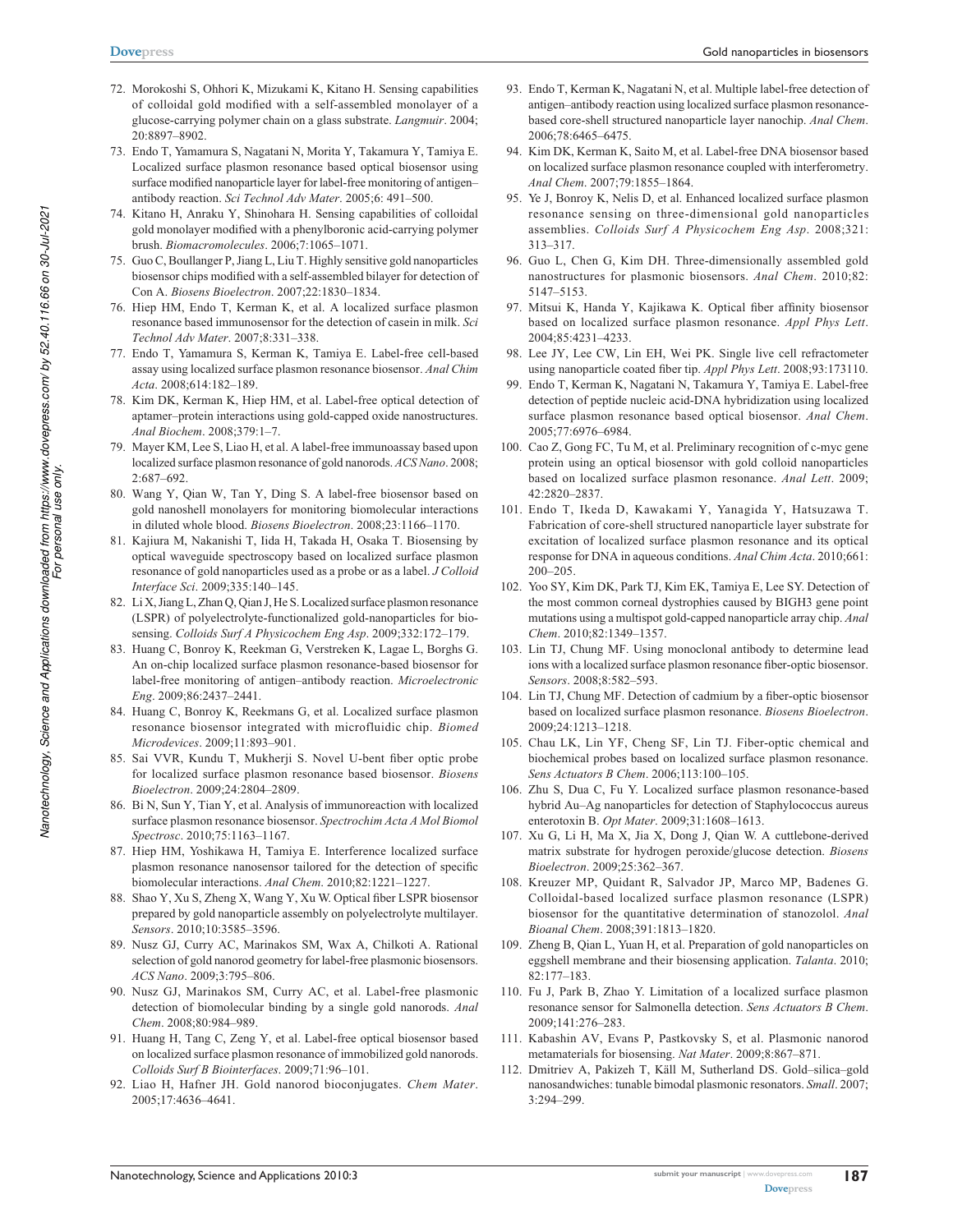72. Morokoshi S, Ohhori K, Mizukami K, Kitano H. Sensing capabilities of colloidal gold modified with a self-assembled monolayer of a glucose-carrying polymer chain on a glass substrate. *Langmuir*. 2004; 20:8897–8902.
73. Endo T, Yamamura S, Nagatani N, Morita Y, Takamura Y, Tamiya E. Localized surface plasmon resonance based optical biosensor using surface modified nanoparticle layer for label-free monitoring of antigen–antibody reaction. *Sci Technol Adv Mater*. 2005;6: 491–500.
74. Kitano H, Anraku Y, Shinohara H. Sensing capabilities of colloidal gold monolayer modified with a phenylboronic acid-carrying polymer brush. *Biomacromolecules*. 2006;7:1065–1071.
75. Guo C, Boullanger P, Jiang L, Liu T. Highly sensitive gold nanoparticles biosensor chips modified with a self-assembled bilayer for detection of Con A. *Biosens Bioelectron*. 2007;22:1830–1834.
76. Hiep HM, Endo T, Kerman K, et al. A localized surface plasmon resonance based immunosensor for the detection of casein in milk. *Sci Technol Adv Mater*. 2007;8:331–338.
77. Endo T, Yamamura S, Kerman K, Tamiya E. Label-free cell-based assay using localized surface plasmon resonance biosensor. *Anal Chim Acta*. 2008;614:182–189.
78. Kim DK, Kerman K, Hiep HM, et al. Label-free optical detection of aptamer–protein interactions using gold-capped oxide nanostructures. *Anal Biochem*. 2008;379:1–7.
79. Mayer KM, Lee S, Liao H, et al. A label-free immunoassay based upon localized surface plasmon resonance of gold nanorods. *ACS Nano*. 2008; 2:687–692.
80. Wang Y, Qian W, Tan Y, Ding S. A label-free biosensor based on gold nanoshell monolayers for monitoring biomolecular interactions in diluted whole blood. *Biosens Bioelectron*. 2008;23:1166–1170.
81. Kajiura M, Nakanishi T, Iida H, Takada H, Osaka T. Biosensing by optical waveguide spectroscopy based on localized surface plasmon resonance of gold nanoparticles used as a probe or as a label. *J Colloid Interface Sci*. 2009;335:140–145.
82. Li X, Jiang L, Zhan Q, Qian J, He S. Localized surface plasmon resonance (LSPR) of polyelectrolyte-functionalized gold-nanoparticles for bio-sensing. *Colloids Surf A Physicochem Eng Asp*. 2009;332:172–179.
83. Huang C, Bonroy K, Reekman G, Verstreken K, Lagae L, Borghs G. An on-chip localized surface plasmon resonance-based biosensor for label-free monitoring of antigen–antibody reaction. *Microelectronic Eng*. 2009;86:2437–2441.
84. Huang C, Bonroy K, Reekmans G, et al. Localized surface plasmon resonance biosensor integrated with microfluidic chip. *Biomed Microdevices*. 2009;11:893–901.
85. Sai VVR, Kundu T, Mukherji S. Novel U-bent fiber optic probe for localized surface plasmon resonance based biosensor. *Biosens Bioelectron*. 2009;24:2804–2809.
86. Bi N, Sun Y, Tian Y, et al. Analysis of immunoreaction with localized surface plasmon resonance biosensor. *Spectrochim Acta A Mol Biomol Spectrosc*. 2010;75:1163–1167.
87. Hiep HM, Yoshikawa H, Tamiya E. Interference localized surface plasmon resonance nanosensor tailored for the detection of specific biomolecular interactions. *Anal Chem*. 2010;82:1221–1227.
88. Shao Y, Xu S, Zheng X, Wang Y, Xu W. Optical fiber LSPR biosensor prepared by gold nanoparticle assembly on polyelectrolyte multilayer. *Sensors*. 2010;10:3585–3596.
89. Nusz GJ, Curry AC, Marinakos SM, Wax A, Chilkoti A. Rational selection of gold nanorod geometry for label-free plasmonic biosensors. *ACS Nano*. 2009;3:795–806.
90. Nusz GJ, Marinakos SM, Curry AC, et al. Label-free plasmonic detection of biomolecular binding by a single gold nanorods. *Anal Chem*. 2008;80:984–989.
91. Huang H, Tang C, Zeng Y, et al. Label-free optical biosensor based on localized surface plasmon resonance of immobilized gold nanorods. *Colloids Surf B Biointerfaces*. 2009;71:96–101.
92. Liao H, Hafner JH. Gold nanorod bioconjugates. *Chem Mater*. 2005;17:4636–4641.
93. Endo T, Kerman K, Nagatani N, et al. Multiple label-free detection of antigen–antibody reaction using localized surface plasmon resonance-based core-shell structured nanoparticle layer nanochip. *Anal Chem*. 2006;78:6465–6475.
94. Kim DK, Kerman K, Saito M, et al. Label-free DNA biosensor based on localized surface plasmon resonance coupled with interferometry. *Anal Chem*. 2007;79:1855–1864.
95. Ye J, Bonroy K, Nelis D, et al. Enhanced localized surface plasmon resonance sensing on three-dimensional gold nanoparticles assemblies. *Colloids Surf A Physicochem Eng Asp*. 2008;321: 313–317.
96. Guo L, Chen G, Kim DH. Three-dimensionally assembled gold nanostructures for plasmonic biosensors. *Anal Chem*. 2010;82: 5147–5153.
97. Mitsui K, Handa Y, Kajikawa K. Optical fiber affinity biosensor based on localized surface plasmon resonance. *Appl Phys Lett*. 2004;85:4231–4233.
98. Lee JY, Lee CW, Lin EH, Wei PK. Single live cell refractometer using nanoparticle coated fiber tip. *Appl Phys Lett*. 2008;93:173110.
99. Endo T, Kerman K, Nagatani N, Takamura Y, Tamiya E. Label-free detection of peptide nucleic acid-DNA hybridization using localized surface plasmon resonance based optical biosensor. *Anal Chem*. 2005;77:6976–6984.
100. Cao Z, Gong FC, Tu M, et al. Preliminary recognition of c-myc gene protein using an optical biosensor with gold colloid nanoparticles based on localized surface plasmon resonance. *Anal Lett*. 2009; 42:2820–2837.
101. Endo T, Ikeda D, Kawakami Y, Yanagida Y, Hatsuzawa T. Fabrication of core-shell structured nanoparticle layer substrate for excitation of localized surface plasmon resonance and its optical response for DNA in aqueous conditions. *Anal Chim Acta*. 2010;661: 200–205.
102. Yoo SY, Kim DK, Park TJ, Kim EK, Tamiya E, Lee SY. Detection of the most common corneal dystrophies caused by BIGH3 gene point mutations using a multispot gold-capped nanoparticle array chip. *Anal Chem*. 2010;82:1349–1357.
103. Lin TJ, Chung MF. Using monoclonal antibody to determine lead ions with a localized surface plasmon resonance fiber-optic biosensor. *Sensors*. 2008;8:582–593.
104. Lin TJ, Chung MF. Detection of cadmium by a fiber-optic biosensor based on localized surface plasmon resonance. *Biosens Bioelectron*. 2009;24:1213–1218.
105. Chau LK, Lin YF, Cheng SF, Lin TJ. Fiber-optic chemical and biochemical probes based on localized surface plasmon resonance. *Sens Actuators B Chem*. 2006;113:100–105.
106. Zhu S, Dua C, Fu Y. Localized surface plasmon resonance-based hybrid Au–Ag nanoparticles for detection of Staphylococcus aureus enterotoxin B. *Opt Mater*. 2009;31:1608–1613.
107. Xu G, Li H, Ma X, Jia X, Dong J, Qian W. A cuttlebone-derived matrix substrate for hydrogen peroxide/glucose detection. *Biosens Bioelectron*. 2009;25:362–367.
108. Kreuzer MP, Quidant R, Salvador JP, Marco MP, Badenes G. Colloidal-based localized surface plasmon resonance (LSPR) biosensor for the quantitative determination of stanozolol. *Anal Bioanal Chem*. 2008;391:1813–1820.
109. Zheng B, Qian L, Yuan H, et al. Preparation of gold nanoparticles on eggshell membrane and their biosensing application. *Talanta*. 2010; 82:177–183.
110. Fu J, Park B, Zhao Y. Limitation of a localized surface plasmon resonance sensor for Salmonella detection. *Sens Actuators B Chem*. 2009;141:276–283.
111. Kabashin AV, Evans P, Pastkovsky S, et al. Plasmonic nanorod metamaterials for biosensing. *Nat Mater*. 2009;8:867–871.
112. Dmitriev A, Pakizeh T, Käll M, Sutherland DS. Gold–silica–gold nanosandwiches: tunable bimodal plasmonic resonators. *Small*. 2007; 3:294–299.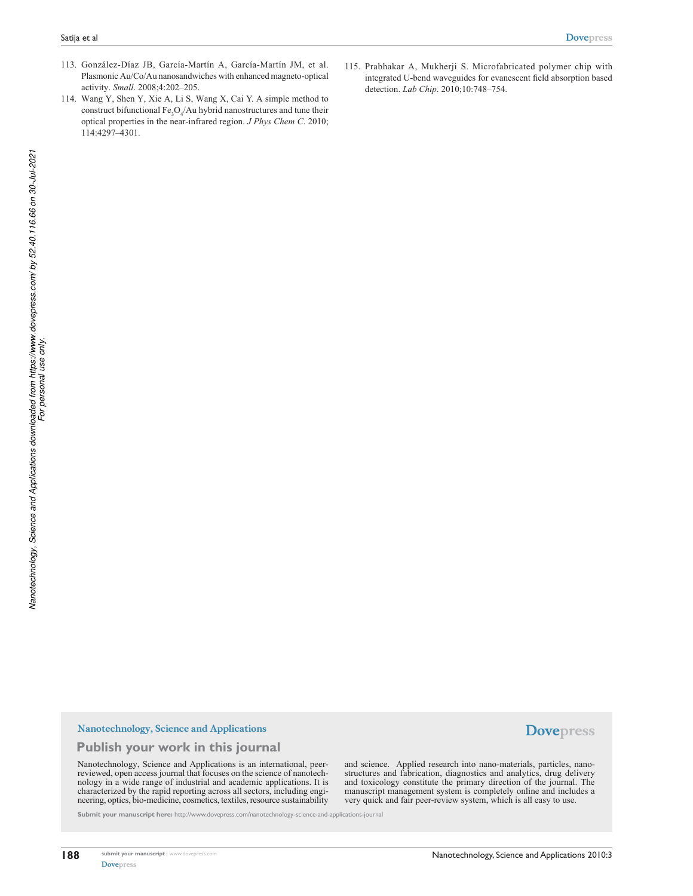113. González-Díaz JB, García-Martín A, García-Martín JM, et al. Plasmonic Au/Co/Au nanosandwiches with enhanced magneto-optical activity. *Small*. 2008;4:202–205.
114. Wang Y, Shen Y, Xie A, Li S, Wang X, Cai Y. A simple method to construct bifunctional $Fe_3O_4$/Au hybrid nanostructures and tune their optical properties in the near-infrared region. *J Phys Chem C*. 2010; 114:4297–4301.
115. Prabhakar A, Mukherji S. Microfabricated polymer chip with integrated U-bend waveguides for evanescent field absorption based detection. *Lab Chip*. 2010;10:748–754.

**Nanotechnology, Science and Applications**

## Publish your work in this journal

Nanotechnology, Science and Applications is an international, peer-reviewed, open access journal that focuses on the science of nanotechnology in a wide range of industrial and academic applications. It is characterized by the rapid reporting across all sectors, including engineering, optics, bio-medicine, cosmetics, textiles, resource sustainability and science. Applied research into nano-materials, particles, nano-structures and fabrication, diagnostics and analytics, drug delivery and toxicology constitute the primary direction of the journal. The manuscript management system is completely online and includes a very quick and fair peer-review system, which is all easy to use.

**Submit your manuscript here:** http://www.dovepress.com/nanotechnology-science-and-applications-journal